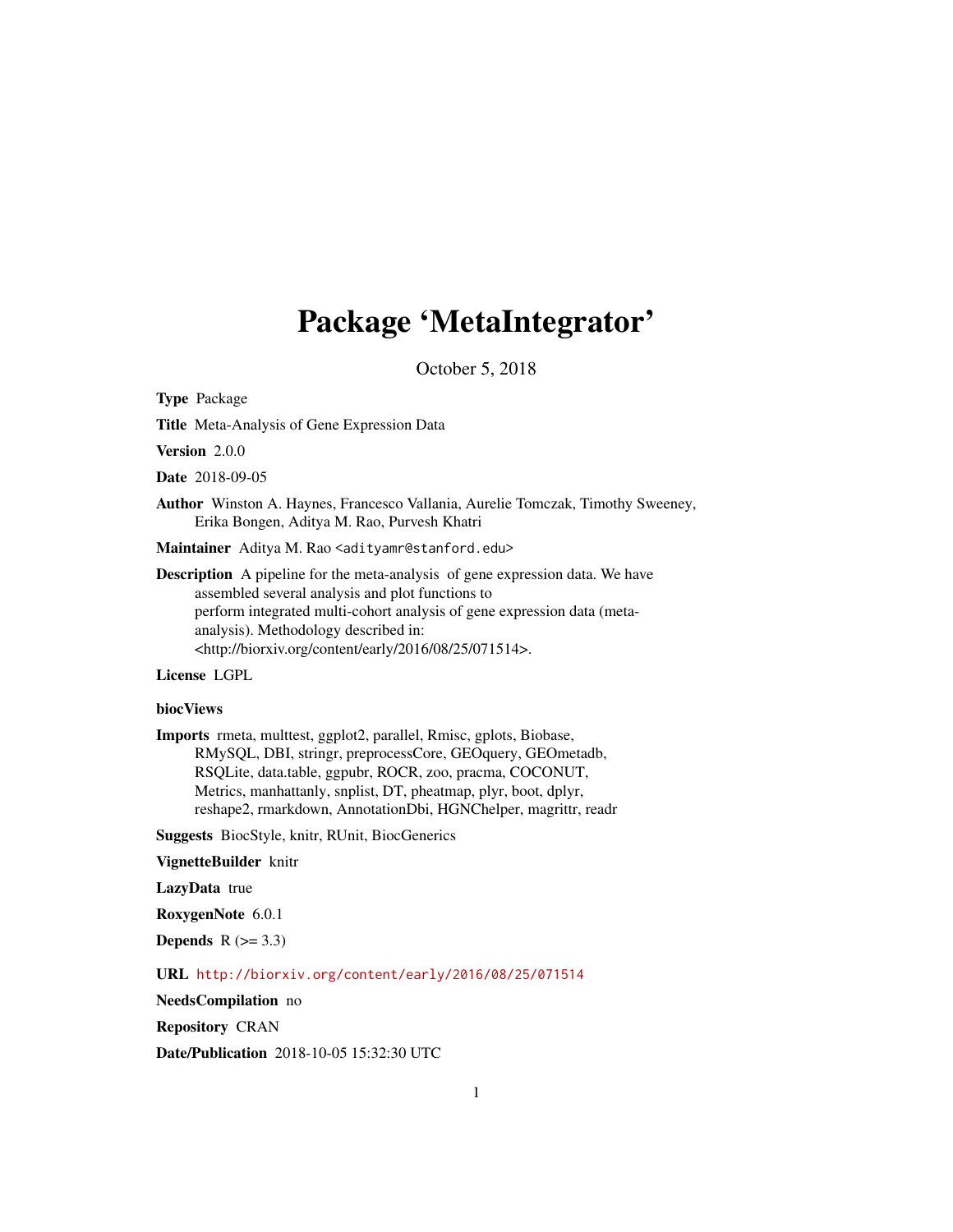# Package 'MetaIntegrator'

October 5, 2018

**Type** Package

**Title** Meta-Analysis of Gene Expression Data

**Version** 2.0.0

**Date** 2018-09-05

**Author** Winston A. Haynes, Francesco Vallania, Aurelie Tomczak, Timothy Sweeney, Erika Bongen, Aditya M. Rao, Purvesh Khatri

**Maintainer** Aditya M. Rao <adityamr@stanford.edu>

**Description** A pipeline for the meta-analysis of gene expression data. We have assembled several analysis and plot functions to perform integrated multi-cohort analysis of gene expression data (meta-analysis). Methodology described in: <http://biorxiv.org/content/early/2016/08/25/071514>.

**License** LGPL

**biocViews**

**Imports** rmeta, multtest, ggplot2, parallel, Rmisc, gplots, Biobase, RMySQL, DBI, stringr, preprocessCore, GEOquery, GEOmetadb, RSQLite, data.table, ggpubr, ROCR, zoo, pracma, COCONUT, Metrics, manhattanly, snplist, DT, pheatmap, plyr, boot, dplyr, reshape2, rmarkdown, AnnotationDbi, HGNChelper, magrittr, readr

**Suggests** BiocStyle, knitr, RUnit, BiocGenerics

**VignetteBuilder** knitr

**LazyData** true

**RoxygenNote** 6.0.1

**Depends** R (>= 3.3)

**URL** http://biorxiv.org/content/early/2016/08/25/071514

**NeedsCompilation** no

**Repository** CRAN

**Date/Publication** 2018-10-05 15:32:30 UTC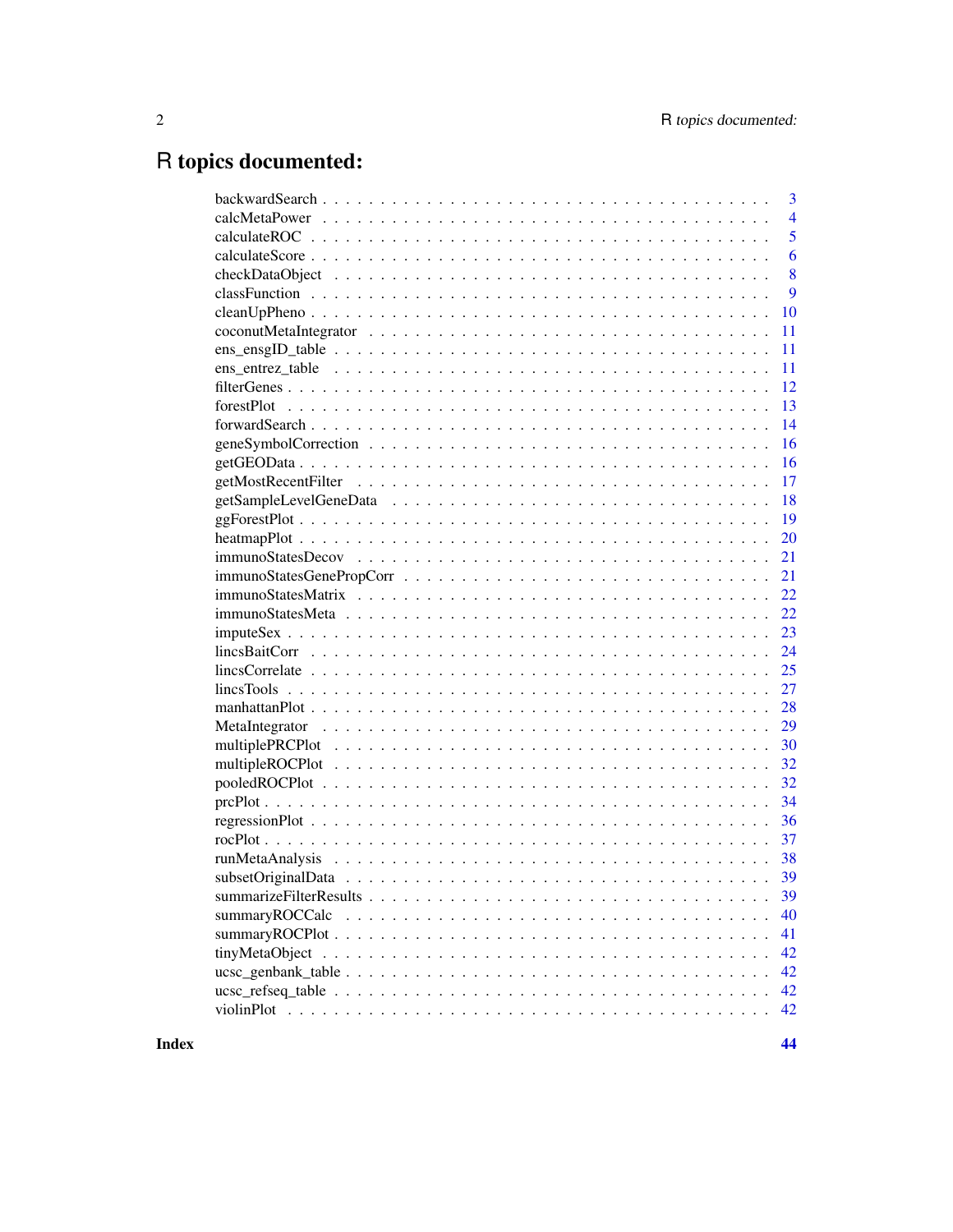# R topics documented:

| | |
|---|---|
| backwardSearch | 3 |
| calcMetaPower | 4 |
| calculateROC | 5 |
| calculateScore | 6 |
| checkDataObject | 8 |
| classFunction | 9 |
| cleanUpPheno | 10 |
| coconutMetaIntegrator | 11 |
| ens_ensgID_table | 11 |
| ens_entrez_table | 11 |
| filterGenes | 12 |
| forestPlot | 13 |
| forwardSearch | 14 |
| geneSymbolCorrection | 16 |
| getGEOData | 16 |
| getMostRecentFilter | 17 |
| getSampleLevelGeneData | 18 |
| ggForestPlot | 19 |
| heatmapPlot | 20 |
| immunoStatesDecov | 21 |
| immunoStatesGenePropCorr | 21 |
| immunoStatesMatrix | 22 |
| immunoStatesMeta | 22 |
| imputeSex | 23 |
| lincsBaitCorr | 24 |
| lincsCorrelate | 25 |
| lincsTools | 27 |
| manhattanPlot | 28 |
| MetaIntegrator | 29 |
| multiplePRCPlot | 30 |
| multipleROCPlot | 32 |
| pooledROCPlot | 32 |
| prcPlot | 34 |
| regressionPlot | 36 |
| rocPlot | 37 |
| runMetaAnalysis | 38 |
| subsetOriginalData | 39 |
| summarizeFilterResults | 39 |
| summaryROCCalc | 40 |
| summaryROCPlot | 41 |
| tinyMetaObject | 42 |
| ucsc_genbank_table | 42 |
| ucsc_refseq_table | 42 |
| violinPlot | 42 |

**Index** **44**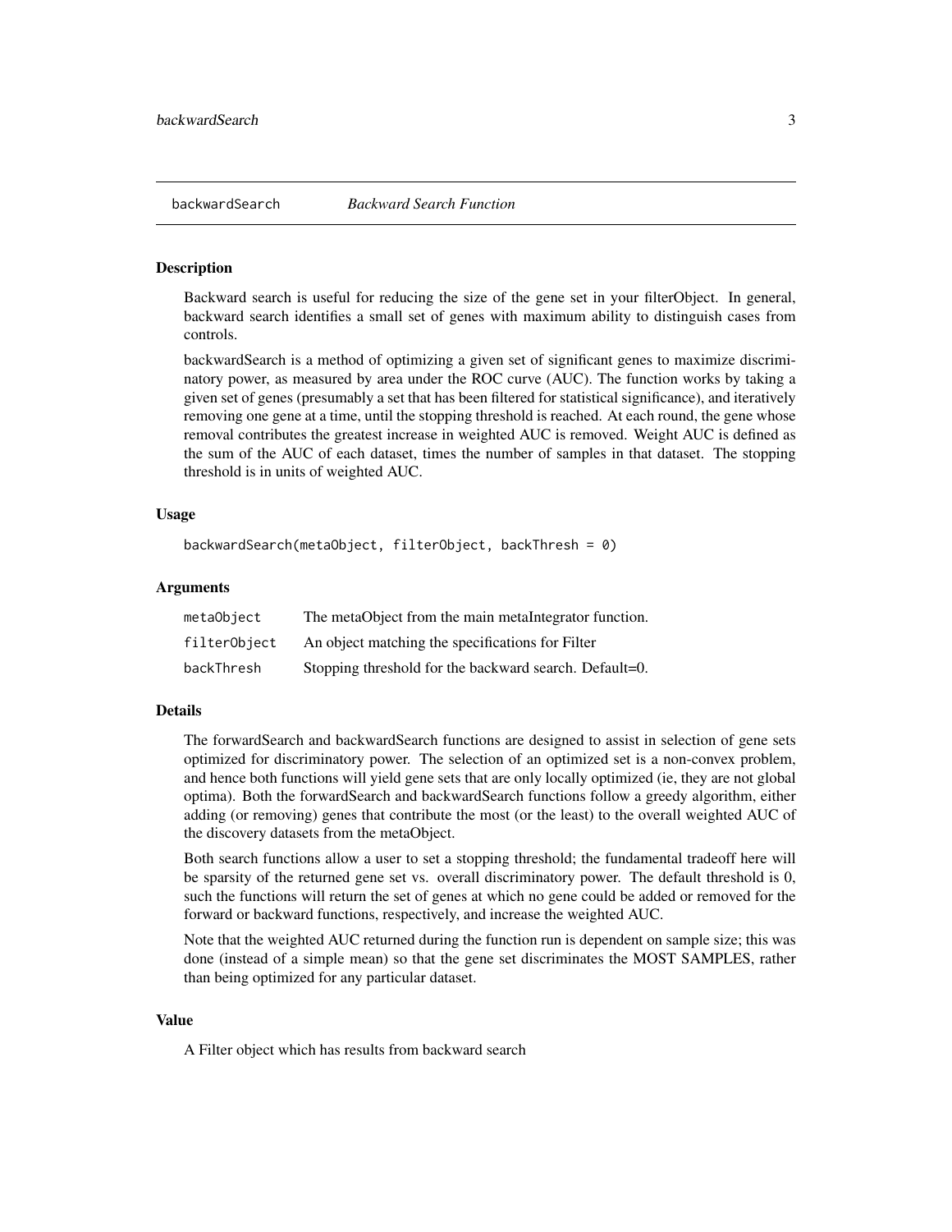## backwardSearch *Backward Search Function*

### Description

Backward search is useful for reducing the size of the gene set in your filterObject. In general, backward search identifies a small set of genes with maximum ability to distinguish cases from controls.

backwardSearch is a method of optimizing a given set of significant genes to maximize discriminatory power, as measured by area under the ROC curve (AUC). The function works by taking a given set of genes (presumably a set that has been filtered for statistical significance), and iteratively removing one gene at a time, until the stopping threshold is reached. At each round, the gene whose removal contributes the greatest increase in weighted AUC is removed. Weight AUC is defined as the sum of the AUC of each dataset, times the number of samples in that dataset. The stopping threshold is in units of weighted AUC.

### Usage

```
backwardSearch(metaObject, filterObject, backThresh = 0)
```

### Arguments

| | |
|---|---|
| metaObject | The metaObject from the main metaIntegrator function. |
| filterObject | An object matching the specifications for Filter |
| backThresh | Stopping threshold for the backward search. Default=0. |

### Details

The forwardSearch and backwardSearch functions are designed to assist in selection of gene sets optimized for discriminatory power. The selection of an optimized set is a non-convex problem, and hence both functions will yield gene sets that are only locally optimized (ie, they are not global optima). Both the forwardSearch and backwardSearch functions follow a greedy algorithm, either adding (or removing) genes that contribute the most (or the least) to the overall weighted AUC of the discovery datasets from the metaObject.

Both search functions allow a user to set a stopping threshold; the fundamental tradeoff here will be sparsity of the returned gene set vs. overall discriminatory power. The default threshold is 0, such the functions will return the set of genes at which no gene could be added or removed for the forward or backward functions, respectively, and increase the weighted AUC.

Note that the weighted AUC returned during the function run is dependent on sample size; this was done (instead of a simple mean) so that the gene set discriminates the MOST SAMPLES, rather than being optimized for any particular dataset.

### Value

A Filter object which has results from backward search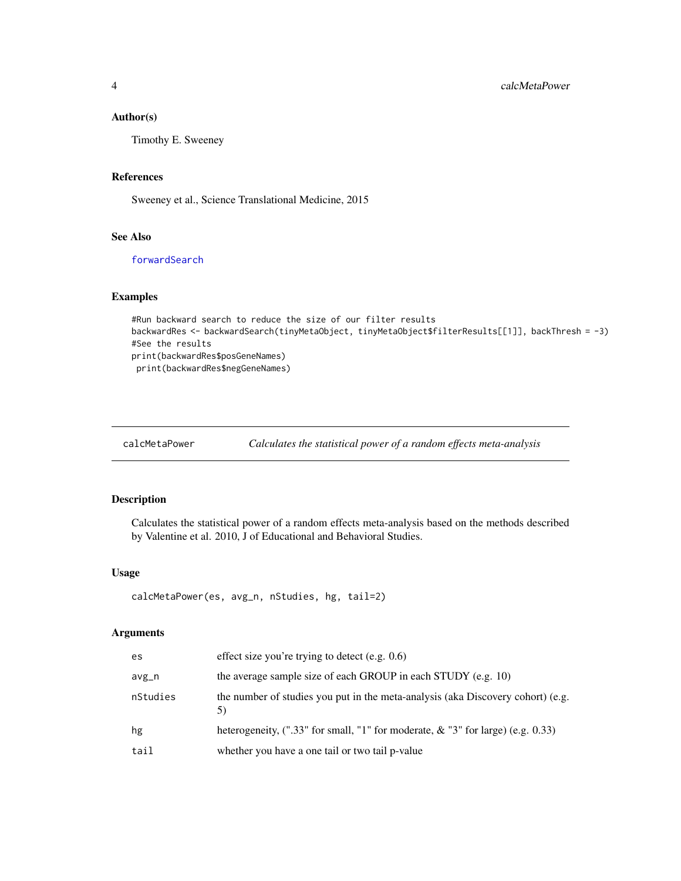### Author(s)

Timothy E. Sweeney

### References

Sweeney et al., Science Translational Medicine, 2015

### See Also

forwardSearch

### Examples

```
#Run backward search to reduce the size of our filter results
backwardRes <- backwardSearch(tinyMetaObject, tinyMetaObject$filterResults[[1]], backThresh = -3)
#See the results
print(backwardRes$posGeneNames)
 print(backwardRes$negGeneNames)
```

---

## calcMetaPower — *Calculates the statistical power of a random effects meta-analysis*

### Description

Calculates the statistical power of a random effects meta-analysis based on the methods described by Valentine et al. 2010, J of Educational and Behavioral Studies.

### Usage

```
calcMetaPower(es, avg_n, nStudies, hg, tail=2)
```

### Arguments

| | |
|---|---|
| es | effect size you're trying to detect (e.g. 0.6) |
| avg_n | the average sample size of each GROUP in each STUDY (e.g. 10) |
| nStudies | the number of studies you put in the meta-analysis (aka Discovery cohort) (e.g. 5) |
| hg | heterogeneity, (".33" for small, "1" for moderate, & "3" for large) (e.g. 0.33) |
| tail | whether you have a one tail or two tail p-value |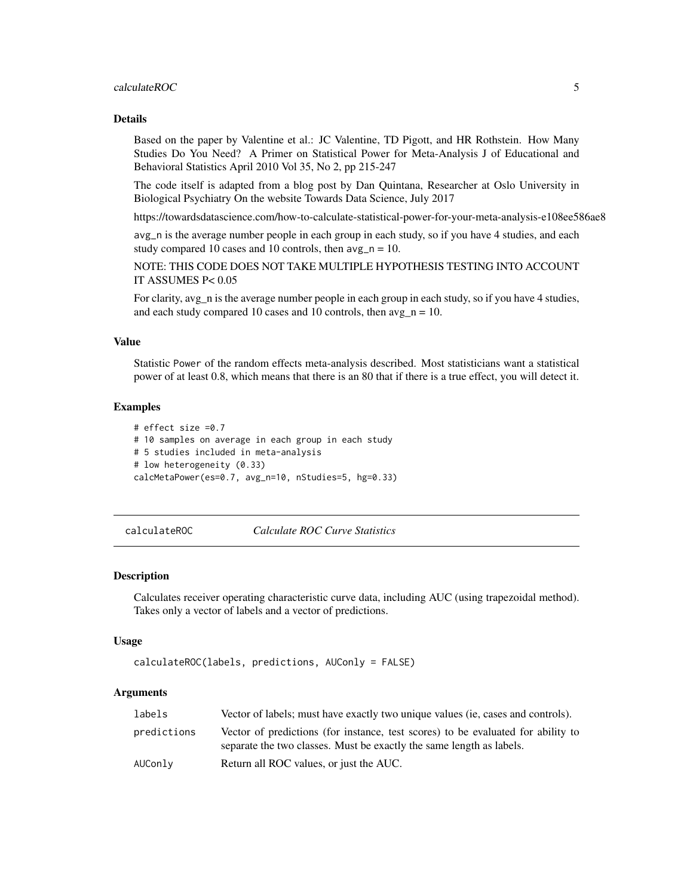### Details

Based on the paper by Valentine et al.: JC Valentine, TD Pigott, and HR Rothstein. How Many Studies Do You Need? A Primer on Statistical Power for Meta-Analysis J of Educational and Behavioral Statistics April 2010 Vol 35, No 2, pp 215-247

The code itself is adapted from a blog post by Dan Quintana, Researcher at Oslo University in Biological Psychiatry On the website Towards Data Science, July 2017

https://towardsdatascience.com/how-to-calculate-statistical-power-for-your-meta-analysis-e108ee586ae8

`avg_n` is the average number people in each group in each study, so if you have 4 studies, and each study compared 10 cases and 10 controls, then `avg_n` = 10.

NOTE: THIS CODE DOES NOT TAKE MULTIPLE HYPOTHESIS TESTING INTO ACCOUNT IT ASSUMES P< 0.05

For clarity, avg_n is the average number people in each group in each study, so if you have 4 studies, and each study compared 10 cases and 10 controls, then avg_n = 10.

### Value

Statistic `Power` of the random effects meta-analysis described. Most statisticians want a statistical power of at least 0.8, which means that there is an 80 that if there is a true effect, you will detect it.

### Examples

```
# effect size =0.7
# 10 samples on average in each group in each study
# 5 studies included in meta-analysis
# low heterogeneity (0.33)
calcMetaPower(es=0.7, avg_n=10, nStudies=5, hg=0.33)
```

---

## calculateROC *Calculate ROC Curve Statistics*

### Description

Calculates receiver operating characteristic curve data, including AUC (using trapezoidal method). Takes only a vector of labels and a vector of predictions.

### Usage

```
calculateROC(labels, predictions, AUConly = FALSE)
```

### Arguments

| | |
|---|---|
| `labels` | Vector of labels; must have exactly two unique values (ie, cases and controls). |
| `predictions` | Vector of predictions (for instance, test scores) to be evaluated for ability to separate the two classes. Must be exactly the same length as labels. |
| `AUConly` | Return all ROC values, or just the AUC. |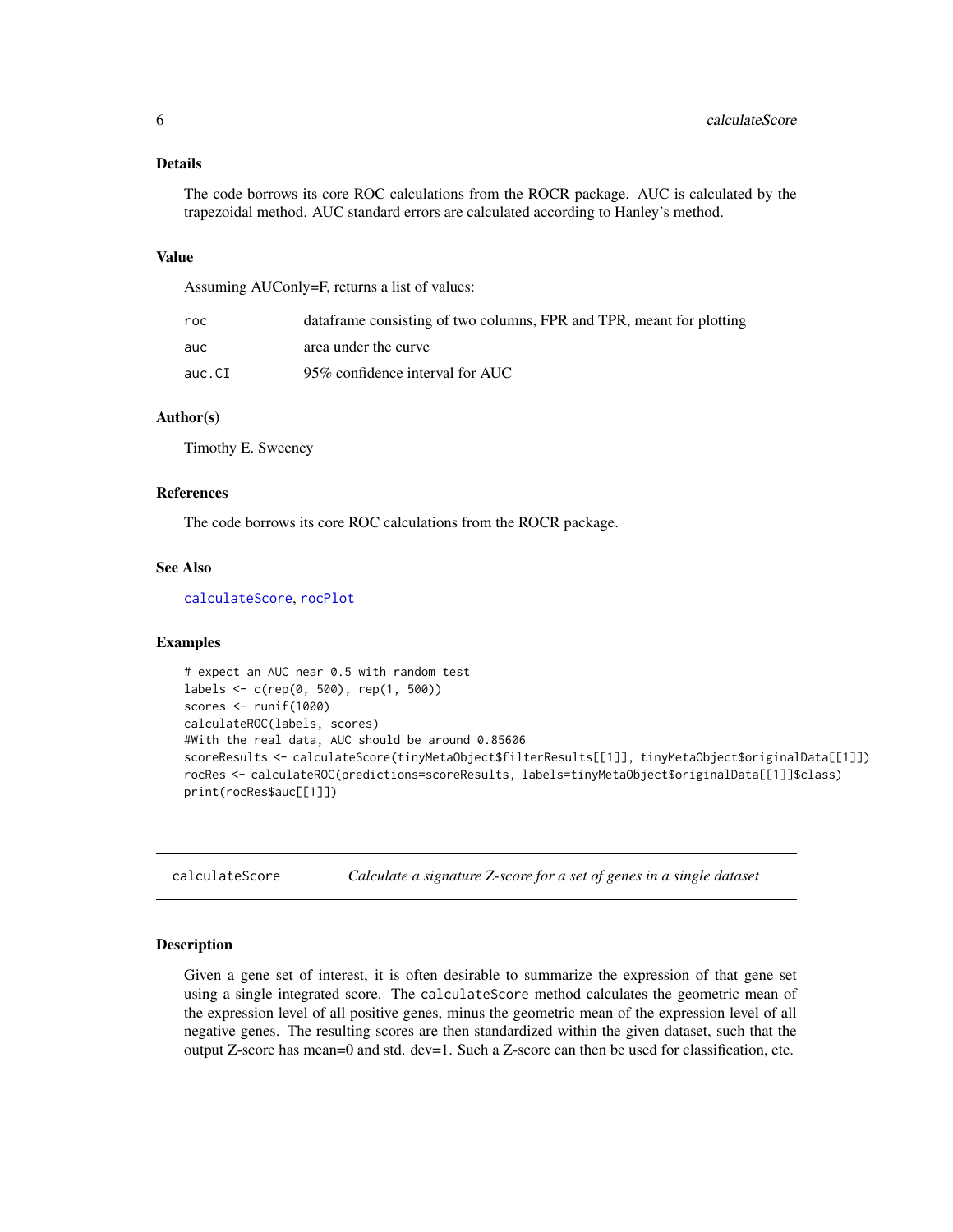### Details

The code borrows its core ROC calculations from the ROCR package. AUC is calculated by the trapezoidal method. AUC standard errors are calculated according to Hanley's method.

### Value

Assuming AUConly=F, returns a list of values:

| | |
|---|---|
| roc | dataframe consisting of two columns, FPR and TPR, meant for plotting |
| auc | area under the curve |
| auc.CI | 95% confidence interval for AUC |

### Author(s)

Timothy E. Sweeney

### References

The code borrows its core ROC calculations from the ROCR package.

### See Also

calculateScore, rocPlot

### Examples

```
# expect an AUC near 0.5 with random test
labels <- c(rep(0, 500), rep(1, 500))
scores <- runif(1000)
calculateROC(labels, scores)
#With the real data, AUC should be around 0.85606
scoreResults <- calculateScore(tinyMetaObject$filterResults[[1]], tinyMetaObject$originalData[[1]])
rocRes <- calculateROC(predictions=scoreResults, labels=tinyMetaObject$originalData[[1]]$class)
print(rocRes$auc[[1]])
```

---

## calculateScore — *Calculate a signature Z-score for a set of genes in a single dataset*

---

### Description

Given a gene set of interest, it is often desirable to summarize the expression of that gene set using a single integrated score. The `calculateScore` method calculates the geometric mean of the expression level of all positive genes, minus the geometric mean of the expression level of all negative genes. The resulting scores are then standardized within the given dataset, such that the output Z-score has mean=0 and std. dev=1. Such a Z-score can then be used for classification, etc.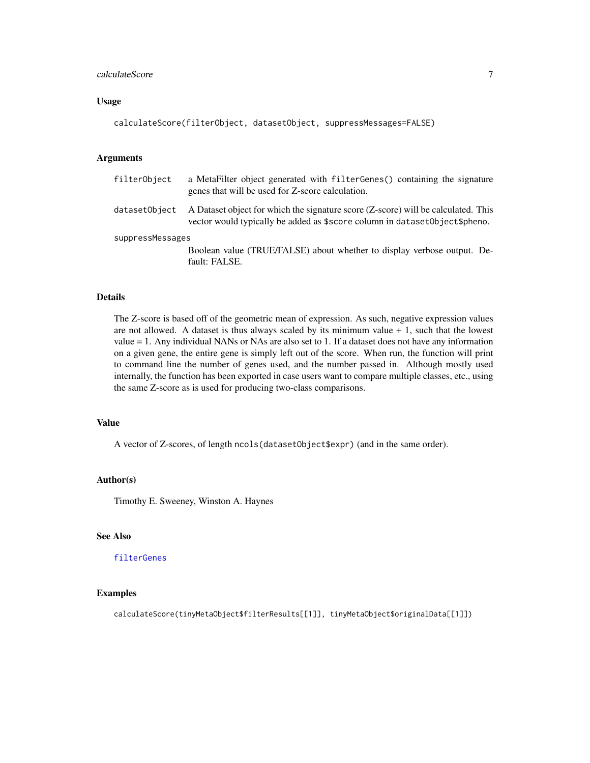## Usage

```
calculateScore(filterObject, datasetObject, suppressMessages=FALSE)
```

## Arguments

- `filterObject` a MetaFilter object generated with `filterGenes()` containing the signature genes that will be used for Z-score calculation.
- `datasetObject` A Dataset object for which the signature score (Z-score) will be calculated. This vector would typically be added as `$score` column in `datasetObject$pheno`.
- `suppressMessages` Boolean value (TRUE/FALSE) about whether to display verbose output. Default: FALSE.

## Details

The Z-score is based off of the geometric mean of expression. As such, negative expression values are not allowed. A dataset is thus always scaled by its minimum value + 1, such that the lowest value = 1. Any individual NANs or NAs are also set to 1. If a dataset does not have any information on a given gene, the entire gene is simply left out of the score. When run, the function will print to command line the number of genes used, and the number passed in. Although mostly used internally, the function has been exported in case users want to compare multiple classes, etc., using the same Z-score as is used for producing two-class comparisons.

## Value

A vector of Z-scores, of length `ncols(datasetObject$expr)` (and in the same order).

## Author(s)

Timothy E. Sweeney, Winston A. Haynes

## See Also

filterGenes

## Examples

```
calculateScore(tinyMetaObject$filterResults[[1]], tinyMetaObject$originalData[[1]])
```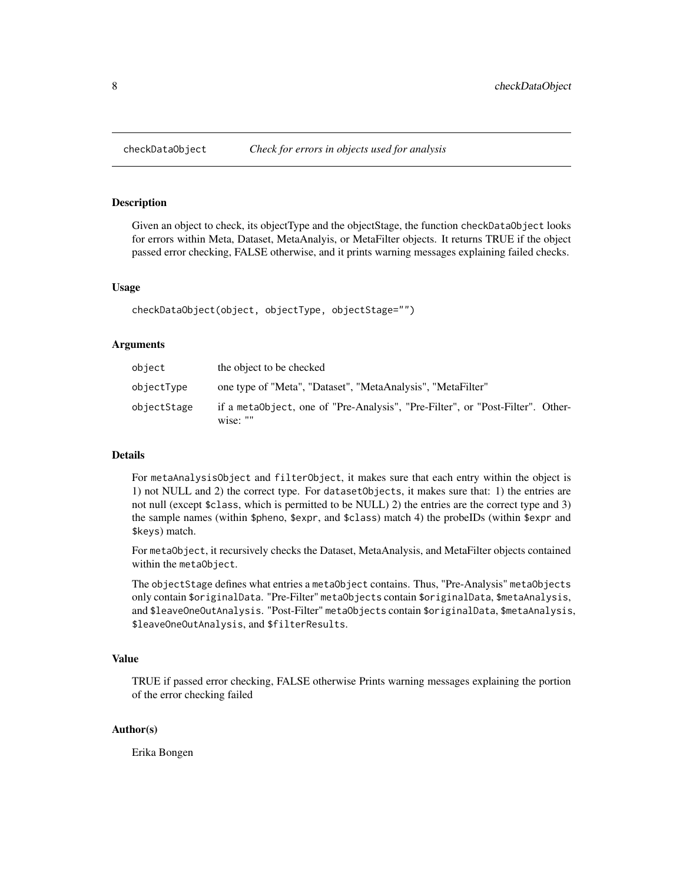# checkDataObject — *Check for errors in objects used for analysis*

## Description

Given an object to check, its objectType and the objectStage, the function `checkDataObject` looks for errors within Meta, Dataset, MetaAnalyis, or MetaFilter objects. It returns TRUE if the object passed error checking, FALSE otherwise, and it prints warning messages explaining failed checks.

## Usage

```
checkDataObject(object, objectType, objectStage="")
```

## Arguments

| | |
|---|---|
| `object` | the object to be checked |
| `objectType` | one type of "Meta", "Dataset", "MetaAnalysis", "MetaFilter" |
| `objectStage` | if a `metaObject`, one of "Pre-Analysis", "Pre-Filter", or "Post-Filter". Otherwise: "" |

## Details

For `metaAnalysisObject` and `filterObject`, it makes sure that each entry within the object is 1) not NULL and 2) the correct type. For `datasetObjects`, it makes sure that: 1) the entries are not null (except `$class`, which is permitted to be NULL) 2) the entries are the correct type and 3) the sample names (within `$pheno`, `$expr`, and `$class`) match 4) the probeIDs (within `$expr` and `$keys`) match.

For `metaObject`, it recursively checks the Dataset, MetaAnalysis, and MetaFilter objects contained within the `metaObject`.

The `objectStage` defines what entries a `metaObject` contains. Thus, "Pre-Analysis" `metaObjects` only contain `$originalData`. "Pre-Filter" `metaObjects` contain `$originalData`, `$metaAnalysis`, and `$leaveOneOutAnalysis`. "Post-Filter" `metaObjects` contain `$originalData`, `$metaAnalysis`, `$leaveOneOutAnalysis`, and `$filterResults`.

## Value

TRUE if passed error checking, FALSE otherwise Prints warning messages explaining the portion of the error checking failed

## Author(s)

Erika Bongen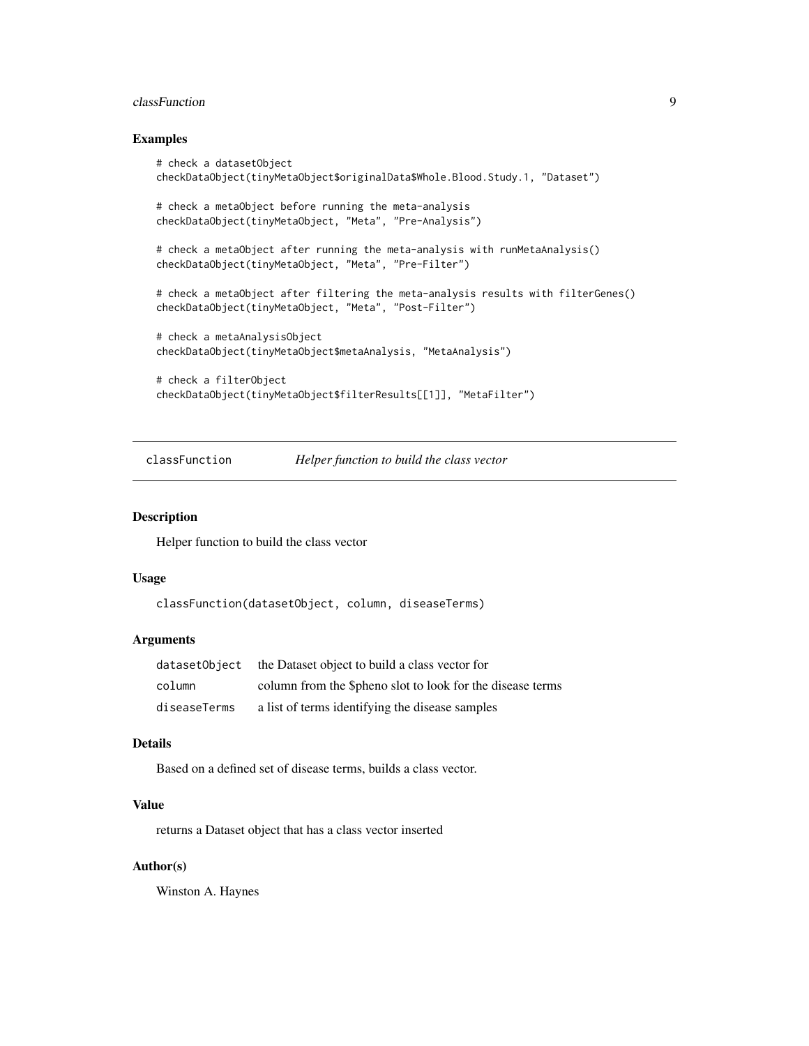### Examples

```
# check a datasetObject
checkDataObject(tinyMetaObject$originalData$Whole.Blood.Study.1, "Dataset")

# check a metaObject before running the meta-analysis
checkDataObject(tinyMetaObject, "Meta", "Pre-Analysis")

# check a metaObject after running the meta-analysis with runMetaAnalysis()
checkDataObject(tinyMetaObject, "Meta", "Pre-Filter")

# check a metaObject after filtering the meta-analysis results with filterGenes()
checkDataObject(tinyMetaObject, "Meta", "Post-Filter")

# check a metaAnalysisObject
checkDataObject(tinyMetaObject$metaAnalysis, "MetaAnalysis")

# check a filterObject
checkDataObject(tinyMetaObject$filterResults[[1]], "MetaFilter")
```

---

## classFunction *Helper function to build the class vector*

### Description

Helper function to build the class vector

### Usage

```
classFunction(datasetObject, column, diseaseTerms)
```

### Arguments

| | |
|---|---|
| datasetObject | the Dataset object to build a class vector for |
| column | column from the $pheno slot to look for the disease terms |
| diseaseTerms | a list of terms identifying the disease samples |

### Details

Based on a defined set of disease terms, builds a class vector.

### Value

returns a Dataset object that has a class vector inserted

### Author(s)

Winston A. Haynes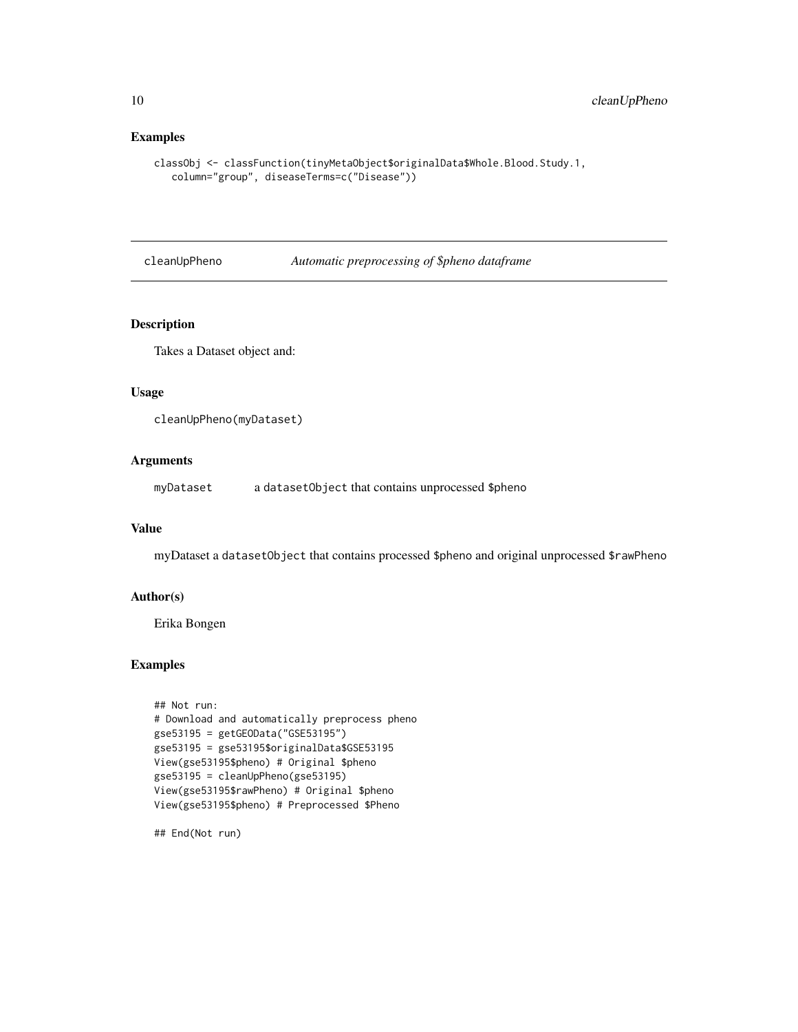### Examples

```
classObj <- classFunction(tinyMetaObject$originalData$Whole.Blood.Study.1,
   column="group", diseaseTerms=c("Disease"))
```

## cleanUpPheno *Automatic preprocessing of $pheno dataframe*

### Description

Takes a Dataset object and:

### Usage

```
cleanUpPheno(myDataset)
```

### Arguments

| | |
|---|---|
| myDataset | a datasetObject that contains unprocessed $pheno |

### Value

myDataset a datasetObject that contains processed $pheno and original unprocessed $rawPheno

### Author(s)

Erika Bongen

### Examples

```
## Not run:
# Download and automatically preprocess pheno
gse53195 = getGEOData("GSE53195")
gse53195 = gse53195$originalData$GSE53195
View(gse53195$pheno) # Original $pheno
gse53195 = cleanUpPheno(gse53195)
View(gse53195$rawPheno) # Original $pheno
View(gse53195$pheno) # Preprocessed $Pheno

## End(Not run)
```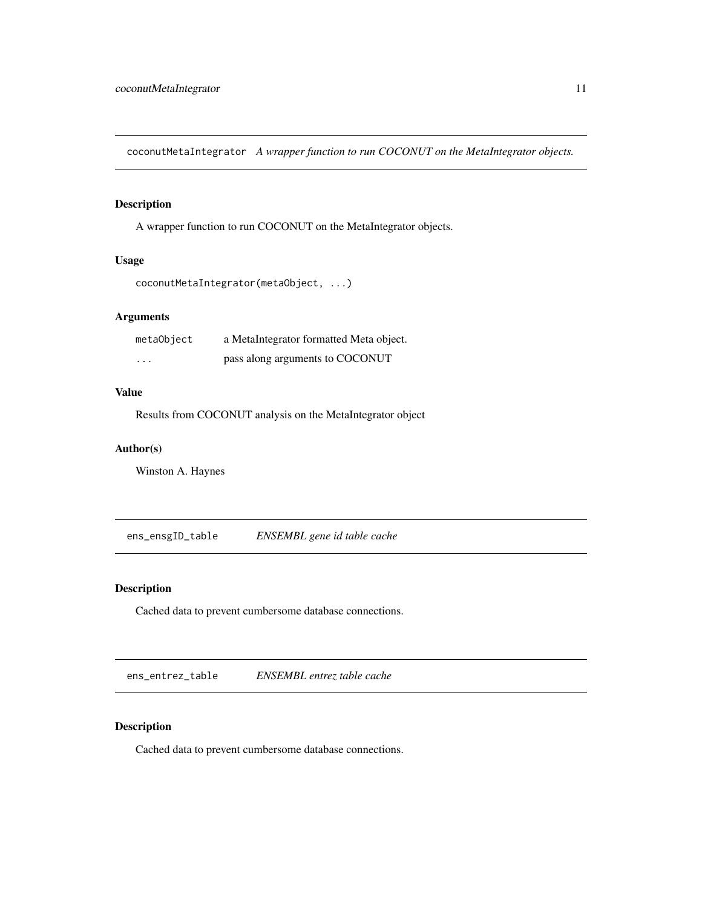## coconutMetaIntegrator *A wrapper function to run COCONUT on the MetaIntegrator objects.*

### Description

A wrapper function to run COCONUT on the MetaIntegrator objects.

### Usage

```
coconutMetaIntegrator(metaObject, ...)
```

### Arguments

| | |
|---|---|
| metaObject | a MetaIntegrator formatted Meta object. |
| ... | pass along arguments to COCONUT |

### Value

Results from COCONUT analysis on the MetaIntegrator object

### Author(s)

Winston A. Haynes

## ens_ensgID_table *ENSEMBL gene id table cache*

### Description

Cached data to prevent cumbersome database connections.

## ens_entrez_table *ENSEMBL entrez table cache*

### Description

Cached data to prevent cumbersome database connections.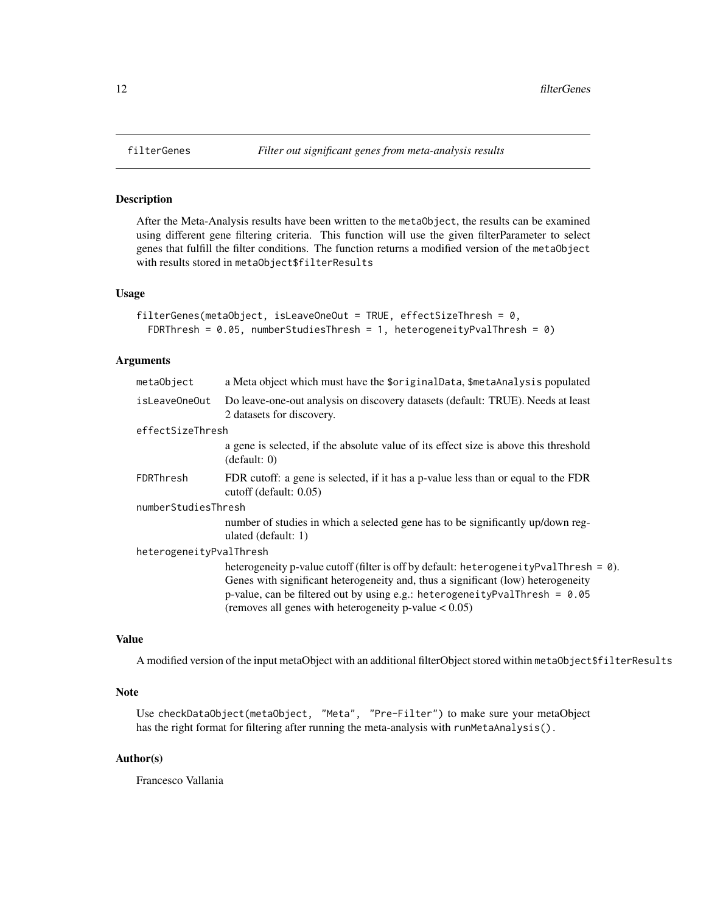# filterGenes *Filter out significant genes from meta-analysis results*

## Description

After the Meta-Analysis results have been written to the `metaObject`, the results can be examined using different gene filtering criteria. This function will use the given filterParameter to select genes that fulfill the filter conditions. The function returns a modified version of the `metaObject` with results stored in `metaObject$filterResults`

## Usage

```
filterGenes(metaObject, isLeaveOneOut = TRUE, effectSizeThresh = 0,
  FDRThresh = 0.05, numberStudiesThresh = 1, heterogeneityPvalThresh = 0)
```

## Arguments

| | |
|---|---|
| `metaObject` | a Meta object which must have the `$originalData`, `$metaAnalysis` populated |
| `isLeaveOneOut` | Do leave-one-out analysis on discovery datasets (default: TRUE). Needs at least 2 datasets for discovery. |
| `effectSizeThresh` | a gene is selected, if the absolute value of its effect size is above this threshold (default: 0) |
| `FDRThresh` | FDR cutoff: a gene is selected, if it has a p-value less than or equal to the FDR cutoff (default: 0.05) |
| `numberStudiesThresh` | number of studies in which a selected gene has to be significantly up/down regulated (default: 1) |
| `heterogeneityPvalThresh` | heterogeneity p-value cutoff (filter is off by default: `heterogeneityPvalThresh = 0`). Genes with significant heterogeneity and, thus a significant (low) heterogeneity p-value, can be filtered out by using e.g.: `heterogeneityPvalThresh = 0.05` (removes all genes with heterogeneity p-value < 0.05) |

## Value

A modified version of the input metaObject with an additional filterObject stored within `metaObject$filterResults`

## Note

Use `checkDataObject(metaObject, "Meta", "Pre-Filter")` to make sure your metaObject has the right format for filtering after running the meta-analysis with `runMetaAnalysis()`.

## Author(s)

Francesco Vallania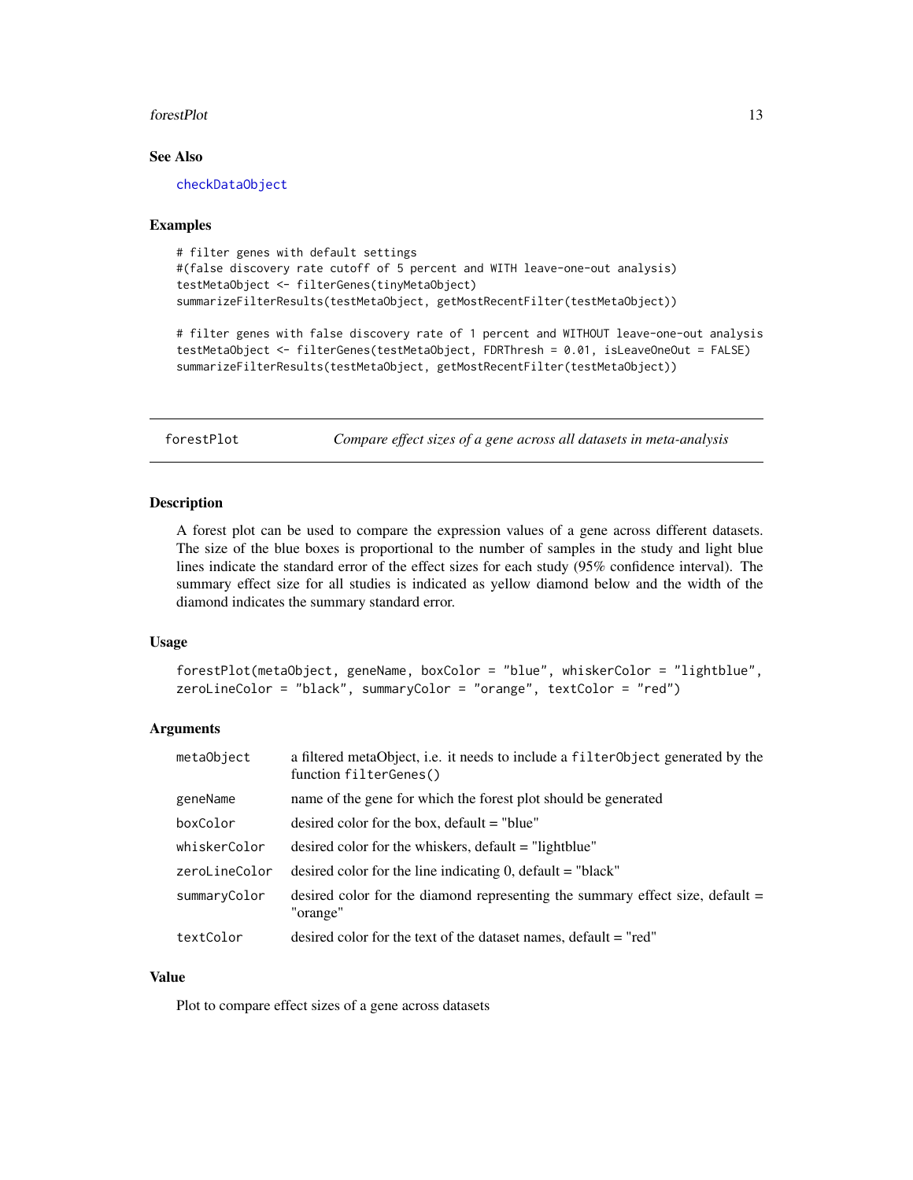### See Also

checkDataObject

### Examples

```
# filter genes with default settings
#(false discovery rate cutoff of 5 percent and WITH leave-one-out analysis)
testMetaObject <- filterGenes(tinyMetaObject)
summarizeFilterResults(testMetaObject, getMostRecentFilter(testMetaObject))

# filter genes with false discovery rate of 1 percent and WITHOUT leave-one-out analysis
testMetaObject <- filterGenes(testMetaObject, FDRThresh = 0.01, isLeaveOneOut = FALSE)
summarizeFilterResults(testMetaObject, getMostRecentFilter(testMetaObject))
```

---

## forestPlot — *Compare effect sizes of a gene across all datasets in meta-analysis*

### Description

A forest plot can be used to compare the expression values of a gene across different datasets. The size of the blue boxes is proportional to the number of samples in the study and light blue lines indicate the standard error of the effect sizes for each study (95% confidence interval). The summary effect size for all studies is indicated as yellow diamond below and the width of the diamond indicates the summary standard error.

### Usage

```
forestPlot(metaObject, geneName, boxColor = "blue", whiskerColor = "lightblue",
zeroLineColor = "black", summaryColor = "orange", textColor = "red")
```

### Arguments

| | |
|---|---|
| `metaObject` | a filtered metaObject, i.e. it needs to include a `filterObject` generated by the function `filterGenes()` |
| `geneName` | name of the gene for which the forest plot should be generated |
| `boxColor` | desired color for the box, default = "blue" |
| `whiskerColor` | desired color for the whiskers, default = "lightblue" |
| `zeroLineColor` | desired color for the line indicating 0, default = "black" |
| `summaryColor` | desired color for the diamond representing the summary effect size, default = "orange" |
| `textColor` | desired color for the text of the dataset names, default = "red" |

### Value

Plot to compare effect sizes of a gene across datasets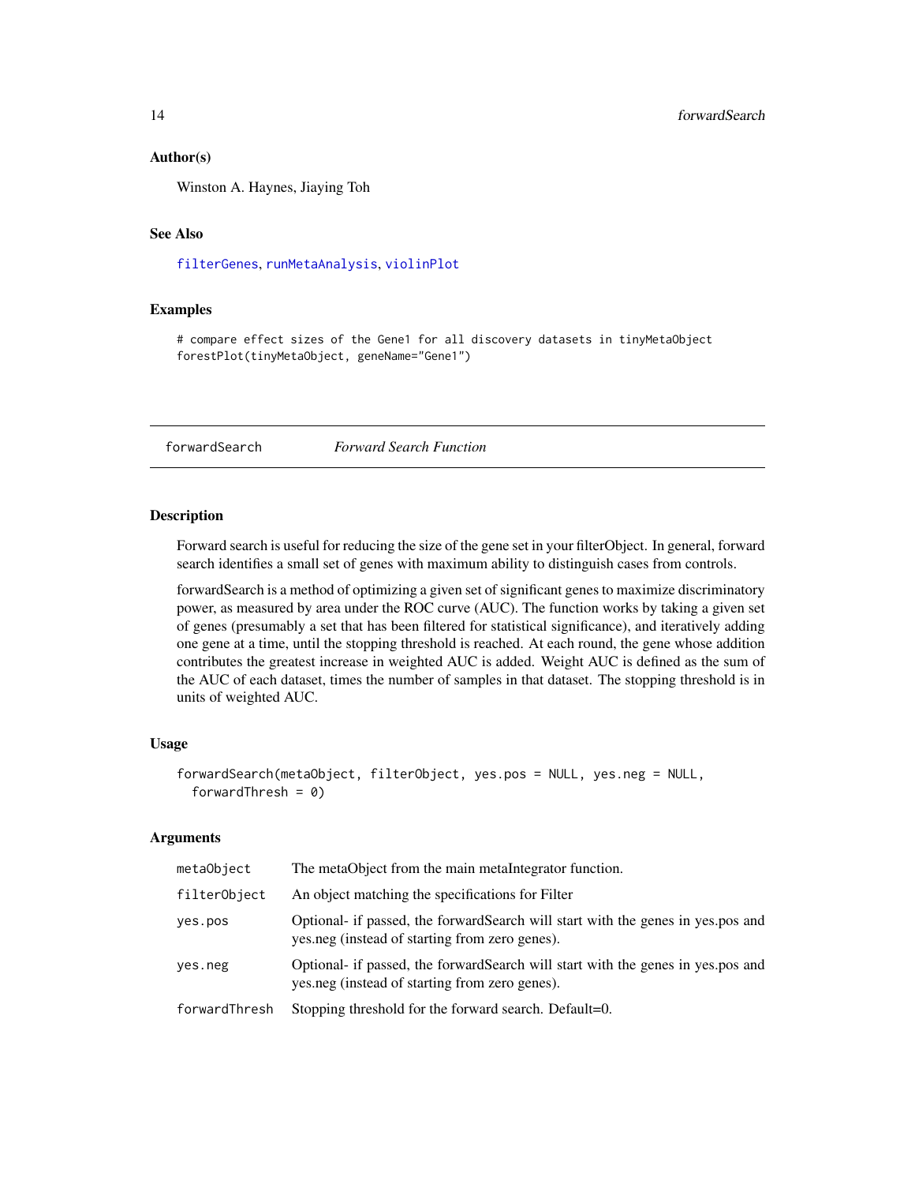### Author(s)

Winston A. Haynes, Jiaying Toh

### See Also

filterGenes, runMetaAnalysis, violinPlot

### Examples

```
# compare effect sizes of the Gene1 for all discovery datasets in tinyMetaObject
forestPlot(tinyMetaObject, geneName="Gene1")
```

---

## forwardSearch *Forward Search Function*

---

### Description

Forward search is useful for reducing the size of the gene set in your filterObject. In general, forward search identifies a small set of genes with maximum ability to distinguish cases from controls.

forwardSearch is a method of optimizing a given set of significant genes to maximize discriminatory power, as measured by area under the ROC curve (AUC). The function works by taking a given set of genes (presumably a set that has been filtered for statistical significance), and iteratively adding one gene at a time, until the stopping threshold is reached. At each round, the gene whose addition contributes the greatest increase in weighted AUC is added. Weight AUC is defined as the sum of the AUC of each dataset, times the number of samples in that dataset. The stopping threshold is in units of weighted AUC.

### Usage

```
forwardSearch(metaObject, filterObject, yes.pos = NULL, yes.neg = NULL,
  forwardThresh = 0)
```

### Arguments

| | |
|---|---|
| metaObject | The metaObject from the main metaIntegrator function. |
| filterObject | An object matching the specifications for Filter |
| yes.pos | Optional- if passed, the forwardSearch will start with the genes in yes.pos and yes.neg (instead of starting from zero genes). |
| yes.neg | Optional- if passed, the forwardSearch will start with the genes in yes.pos and yes.neg (instead of starting from zero genes). |
| forwardThresh | Stopping threshold for the forward search. Default=0. |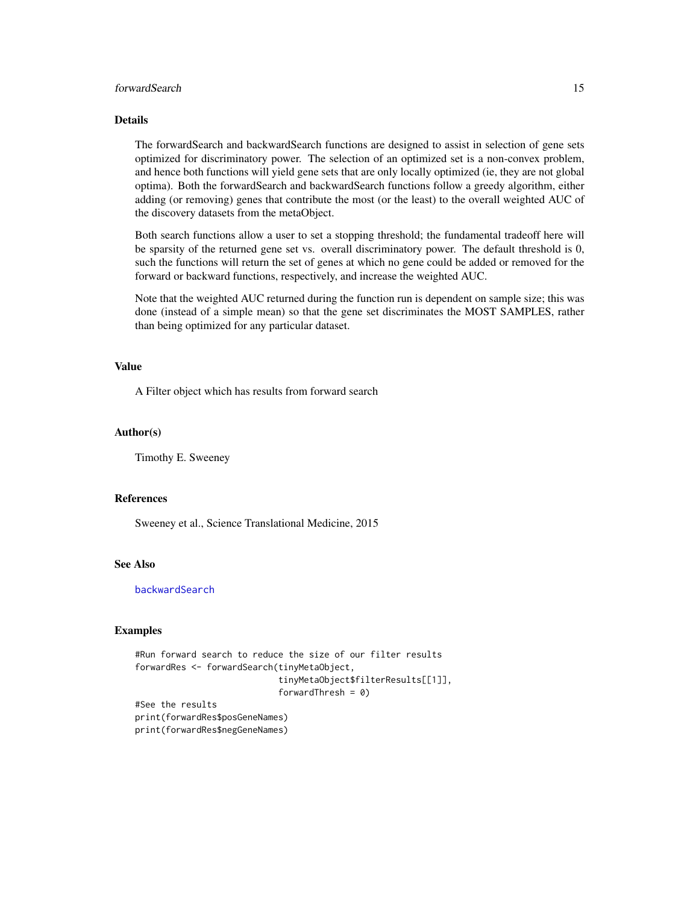## Details

The forwardSearch and backwardSearch functions are designed to assist in selection of gene sets optimized for discriminatory power. The selection of an optimized set is a non-convex problem, and hence both functions will yield gene sets that are only locally optimized (ie, they are not global optima). Both the forwardSearch and backwardSearch functions follow a greedy algorithm, either adding (or removing) genes that contribute the most (or the least) to the overall weighted AUC of the discovery datasets from the metaObject.

Both search functions allow a user to set a stopping threshold; the fundamental tradeoff here will be sparsity of the returned gene set vs. overall discriminatory power. The default threshold is 0, such the functions will return the set of genes at which no gene could be added or removed for the forward or backward functions, respectively, and increase the weighted AUC.

Note that the weighted AUC returned during the function run is dependent on sample size; this was done (instead of a simple mean) so that the gene set discriminates the MOST SAMPLES, rather than being optimized for any particular dataset.

## Value

A Filter object which has results from forward search

## Author(s)

Timothy E. Sweeney

## References

Sweeney et al., Science Translational Medicine, 2015

## See Also

backwardSearch

## Examples

```
#Run forward search to reduce the size of our filter results
forwardRes <- forwardSearch(tinyMetaObject,
                            tinyMetaObject$filterResults[[1]],
                            forwardThresh = 0)
#See the results
print(forwardRes$posGeneNames)
print(forwardRes$negGeneNames)
```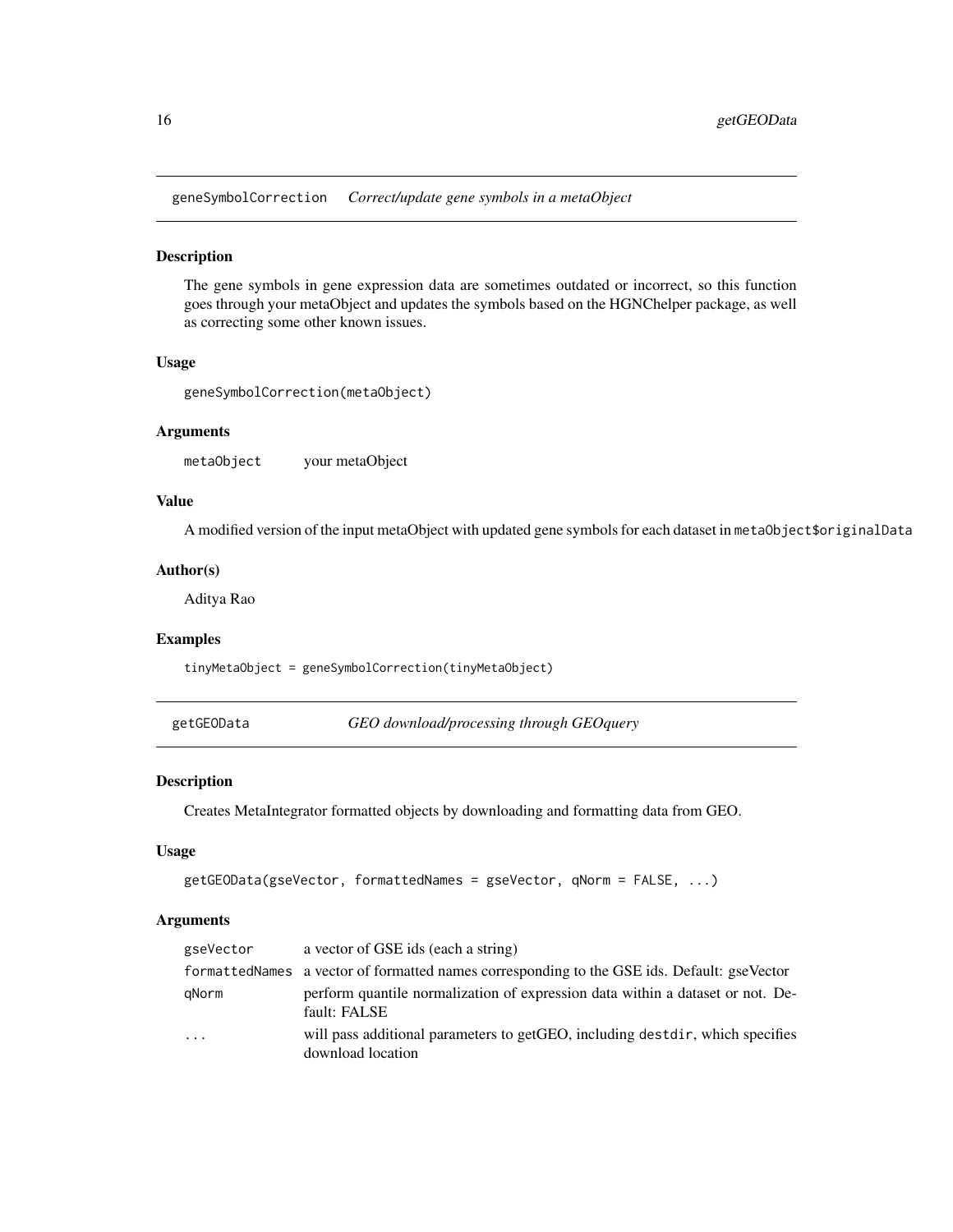## geneSymbolCorrection *Correct/update gene symbols in a metaObject*

### Description

The gene symbols in gene expression data are sometimes outdated or incorrect, so this function goes through your metaObject and updates the symbols based on the HGNChelper package, as well as correcting some other known issues.

### Usage

```
geneSymbolCorrection(metaObject)
```

### Arguments

| | |
|---|---|
| metaObject | your metaObject |

### Value

A modified version of the input metaObject with updated gene symbols for each dataset in `metaObject$originalData`

### Author(s)

Aditya Rao

### Examples

```
tinyMetaObject = geneSymbolCorrection(tinyMetaObject)
```

## getGEOData *GEO download/processing through GEOquery*

### Description

Creates MetaIntegrator formatted objects by downloading and formatting data from GEO.

### Usage

```
getGEOData(gseVector, formattedNames = gseVector, qNorm = FALSE, ...)
```

### Arguments

| | |
|---|---|
| gseVector | a vector of GSE ids (each a string) |
| formattedNames | a vector of formatted names corresponding to the GSE ids. Default: gseVector |
| qNorm | perform quantile normalization of expression data within a dataset or not. Default: FALSE |
| ... | will pass additional parameters to getGEO, including `destdir`, which specifies download location |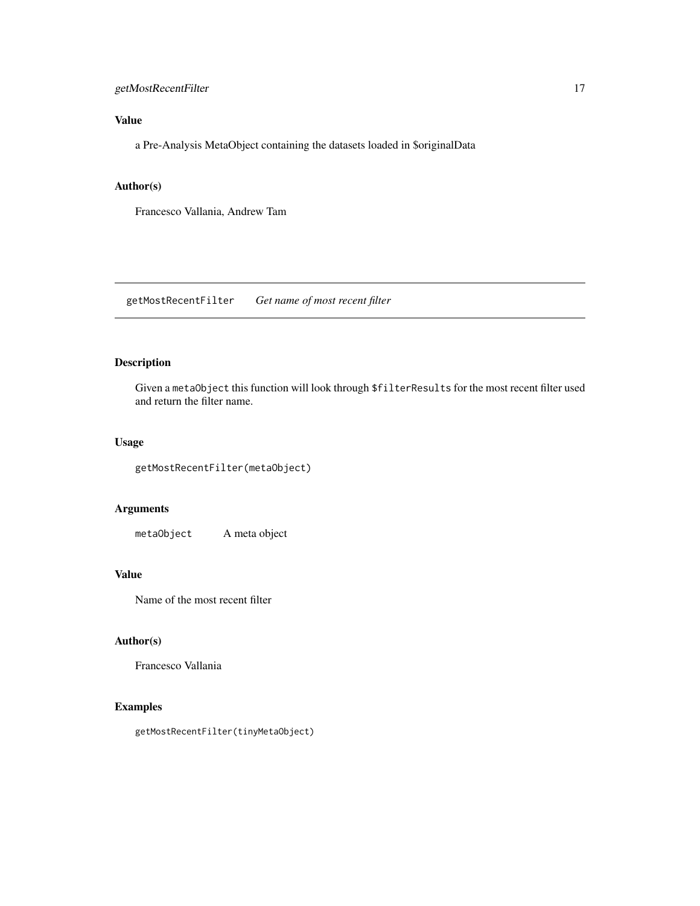### Value

a Pre-Analysis MetaObject containing the datasets loaded in $originalData

### Author(s)

Francesco Vallania, Andrew Tam

---

## getMostRecentFilter *Get name of most recent filter*

---

### Description

Given a `metaObject` this function will look through `$filterResults` for the most recent filter used and return the filter name.

### Usage

```
getMostRecentFilter(metaObject)
```

### Arguments

| | |
|---|---|
| `metaObject` | A meta object |

### Value

Name of the most recent filter

### Author(s)

Francesco Vallania

### Examples

```
getMostRecentFilter(tinyMetaObject)
```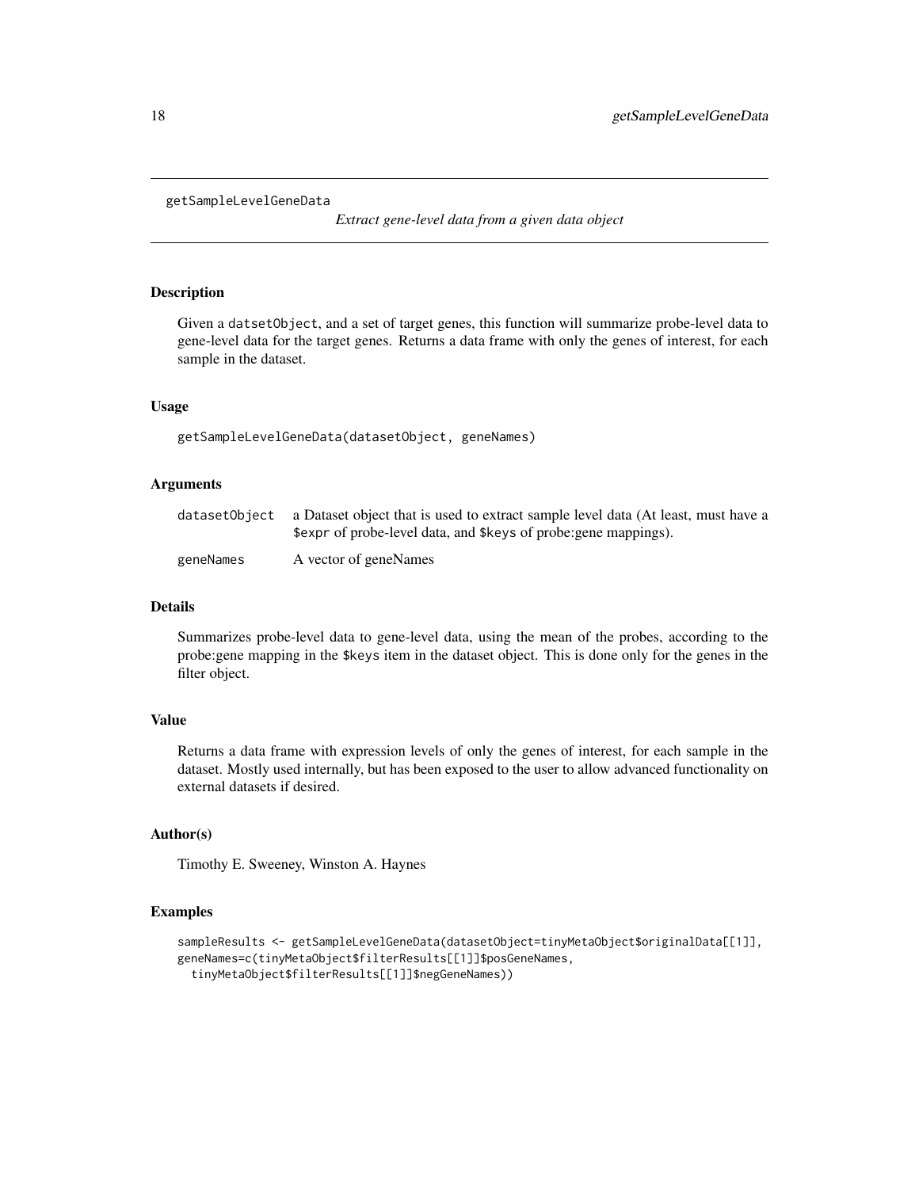# getSampleLevelGeneData

*Extract gene-level data from a given data object*

## Description

Given a datsetObject, and a set of target genes, this function will summarize probe-level data to gene-level data for the target genes. Returns a data frame with only the genes of interest, for each sample in the dataset.

## Usage

```
getSampleLevelGeneData(datasetObject, geneNames)
```

## Arguments

| | |
|---|---|
| datasetObject | a Dataset object that is used to extract sample level data (At least, must have a $expr of probe-level data, and $keys of probe:gene mappings). |
| geneNames | A vector of geneNames |

## Details

Summarizes probe-level data to gene-level data, using the mean of the probes, according to the probe:gene mapping in the $keys item in the dataset object. This is done only for the genes in the filter object.

## Value

Returns a data frame with expression levels of only the genes of interest, for each sample in the dataset. Mostly used internally, but has been exposed to the user to allow advanced functionality on external datasets if desired.

## Author(s)

Timothy E. Sweeney, Winston A. Haynes

## Examples

```
sampleResults <- getSampleLevelGeneData(datasetObject=tinyMetaObject$originalData[[1]],
geneNames=c(tinyMetaObject$filterResults[[1]]$posGeneNames,
  tinyMetaObject$filterResults[[1]]$negGeneNames))
```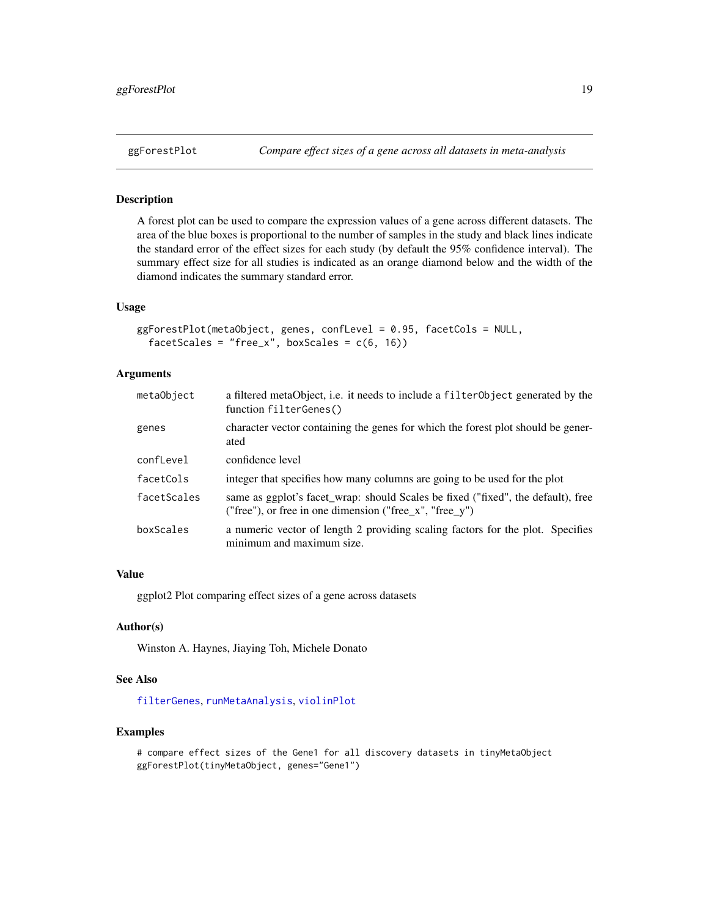# ggForestPlot — *Compare effect sizes of a gene across all datasets in meta-analysis*

## Description

A forest plot can be used to compare the expression values of a gene across different datasets. The area of the blue boxes is proportional to the number of samples in the study and black lines indicate the standard error of the effect sizes for each study (by default the 95% confidence interval). The summary effect size for all studies is indicated as an orange diamond below and the width of the diamond indicates the summary standard error.

## Usage

```
ggForestPlot(metaObject, genes, confLevel = 0.95, facetCols = NULL,
  facetScales = "free_x", boxScales = c(6, 16))
```

## Arguments

| | |
|---|---|
| `metaObject` | a filtered metaObject, i.e. it needs to include a `filterObject` generated by the function `filterGenes()` |
| `genes` | character vector containing the genes for which the forest plot should be generated |
| `confLevel` | confidence level |
| `facetCols` | integer that specifies how many columns are going to be used for the plot |
| `facetScales` | same as ggplot's facet_wrap: should Scales be fixed ("fixed", the default), free ("free"), or free in one dimension ("free_x", "free_y") |
| `boxScales` | a numeric vector of length 2 providing scaling factors for the plot. Specifies minimum and maximum size. |

## Value

ggplot2 Plot comparing effect sizes of a gene across datasets

## Author(s)

Winston A. Haynes, Jiaying Toh, Michele Donato

## See Also

`filterGenes`, `runMetaAnalysis`, `violinPlot`

## Examples

```
# compare effect sizes of the Gene1 for all discovery datasets in tinyMetaObject
ggForestPlot(tinyMetaObject, genes="Gene1")
```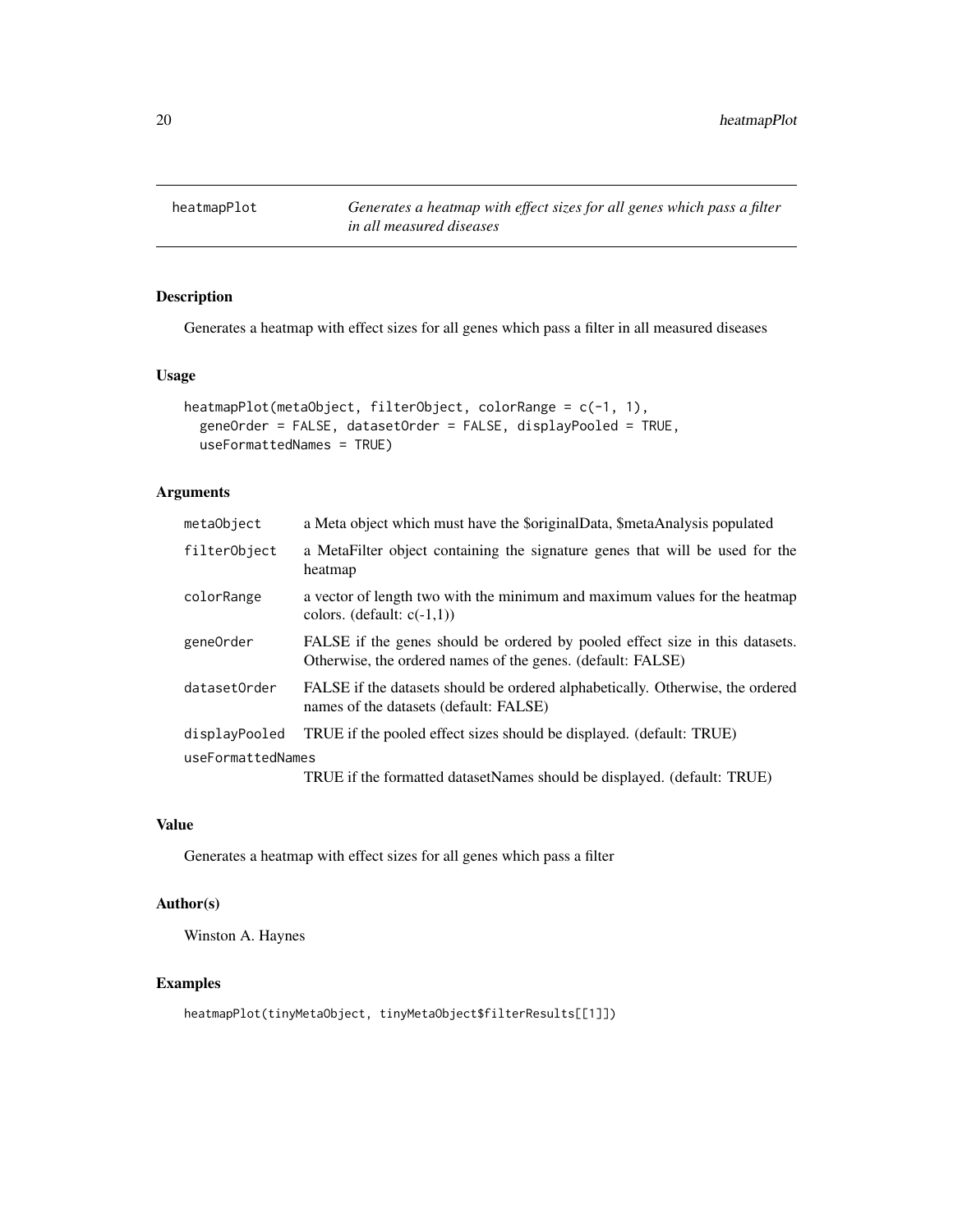# heatmapPlot

*Generates a heatmap with effect sizes for all genes which pass a filter in all measured diseases*

## Description

Generates a heatmap with effect sizes for all genes which pass a filter in all measured diseases

## Usage

```
heatmapPlot(metaObject, filterObject, colorRange = c(-1, 1),
  geneOrder = FALSE, datasetOrder = FALSE, displayPooled = TRUE,
  useFormattedNames = TRUE)
```

## Arguments

| Argument | Description |
|---|---|
| `metaObject` | a Meta object which must have the $originalData, $metaAnalysis populated |
| `filterObject` | a MetaFilter object containing the signature genes that will be used for the heatmap |
| `colorRange` | a vector of length two with the minimum and maximum values for the heatmap colors. (default: c(-1,1)) |
| `geneOrder` | FALSE if the genes should be ordered by pooled effect size in this datasets. Otherwise, the ordered names of the genes. (default: FALSE) |
| `datasetOrder` | FALSE if the datasets should be ordered alphabetically. Otherwise, the ordered names of the datasets (default: FALSE) |
| `displayPooled` | TRUE if the pooled effect sizes should be displayed. (default: TRUE) |
| `useFormattedNames` | TRUE if the formatted datasetNames should be displayed. (default: TRUE) |

## Value

Generates a heatmap with effect sizes for all genes which pass a filter

## Author(s)

Winston A. Haynes

## Examples

```
heatmapPlot(tinyMetaObject, tinyMetaObject$filterResults[[1]])
```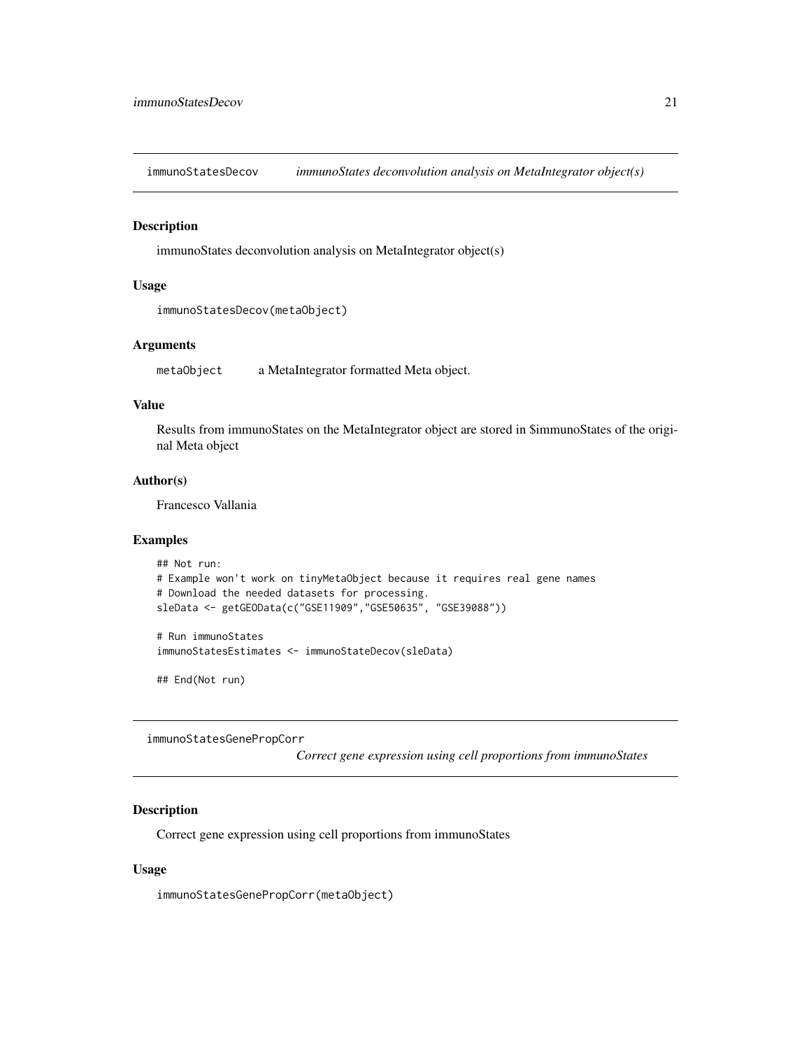## immunoStatesDecov — *immunoStates deconvolution analysis on MetaIntegrator object(s)*

### Description

immunoStates deconvolution analysis on MetaIntegrator object(s)

### Usage

```
immunoStatesDecov(metaObject)
```

### Arguments

| | |
|---|---|
| `metaObject` | a MetaIntegrator formatted Meta object. |

### Value

Results from immunoStates on the MetaIntegrator object are stored in $immunoStates of the original Meta object

### Author(s)

Francesco Vallania

### Examples

```
## Not run:
# Example won't work on tinyMetaObject because it requires real gene names
# Download the needed datasets for processing.
sleData <- getGEOData(c("GSE11909","GSE50635", "GSE39088"))

# Run immunoStates
immunoStatesEstimates <- immunoStateDecov(sleData)

## End(Not run)
```

## immunoStatesGenePropCorr — *Correct gene expression using cell proportions from immunoStates*

### Description

Correct gene expression using cell proportions from immunoStates

### Usage

```
immunoStatesGenePropCorr(metaObject)
```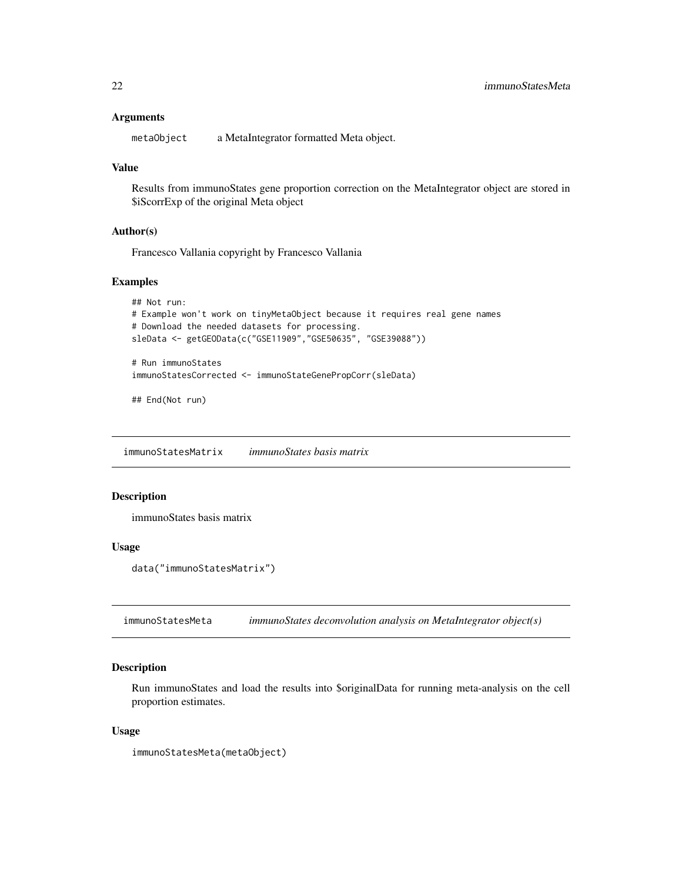### Arguments

`metaObject` a MetaIntegrator formatted Meta object.

### Value

Results from immunoStates gene proportion correction on the MetaIntegrator object are stored in $iScorrExp of the original Meta object

### Author(s)

Francesco Vallania copyright by Francesco Vallania

### Examples

```
## Not run:
# Example won't work on tinyMetaObject because it requires real gene names
# Download the needed datasets for processing.
sleData <- getGEOData(c("GSE11909","GSE50635", "GSE39088"))

# Run immunoStates
immunoStatesCorrected <- immunoStateGenePropCorr(sleData)

## End(Not run)
```

---

## immunoStatesMatrix *immunoStates basis matrix*

### Description

immunoStates basis matrix

### Usage

```
data("immunoStatesMatrix")
```

---

## immunoStatesMeta *immunoStates deconvolution analysis on MetaIntegrator object(s)*

### Description

Run immunoStates and load the results into $originalData for running meta-analysis on the cell proportion estimates.

### Usage

```
immunoStatesMeta(metaObject)
```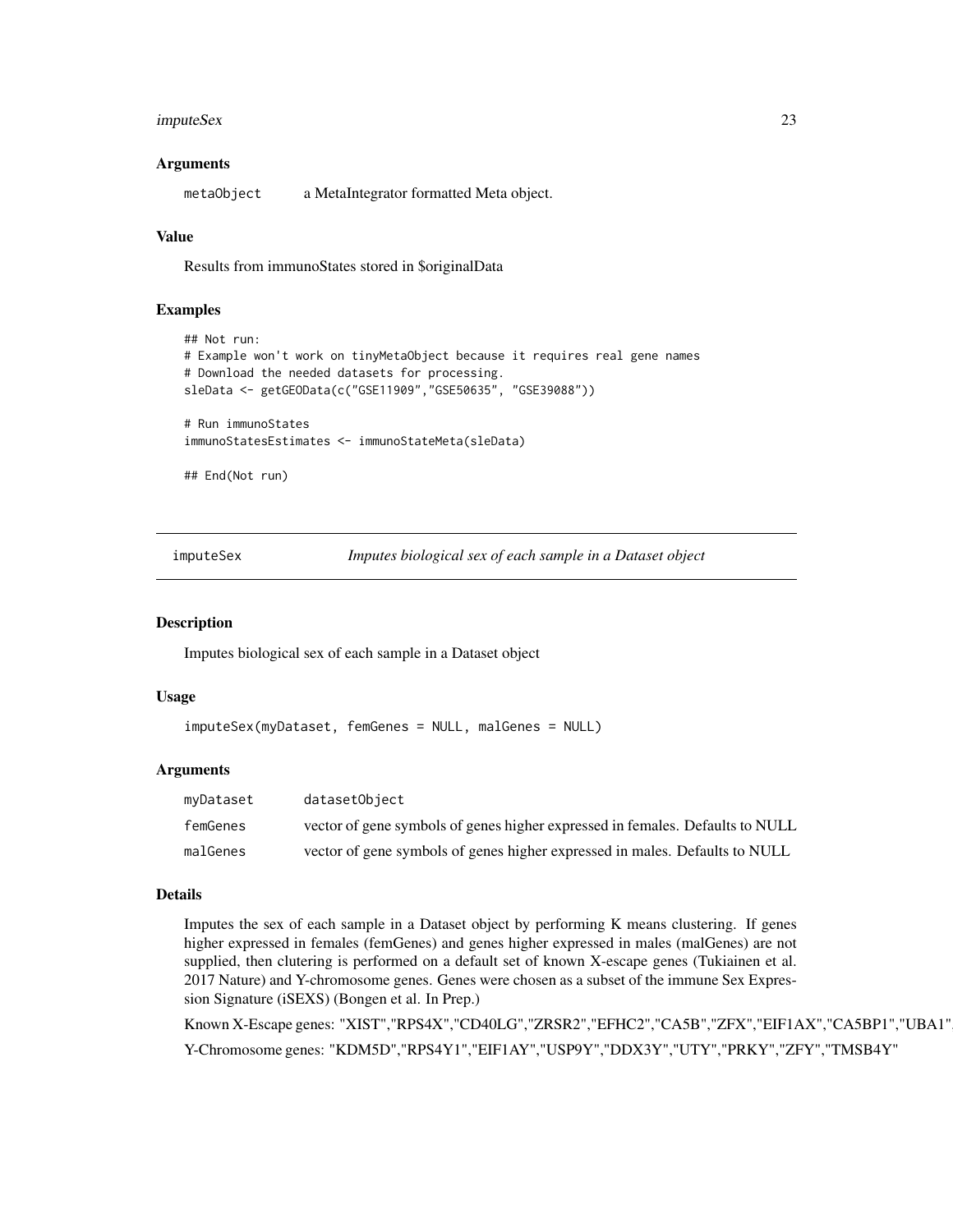### Arguments

| | |
|---|---|
| metaObject | a MetaIntegrator formatted Meta object. |

### Value

Results from immunoStates stored in $originalData

### Examples

```
## Not run:
# Example won't work on tinyMetaObject because it requires real gene names
# Download the needed datasets for processing.
sleData <- getGEOData(c("GSE11909","GSE50635", "GSE39088"))

# Run immunoStates
immunoStatesEstimates <- immunoStateMeta(sleData)

## End(Not run)
```

---

## imputeSex — *Imputes biological sex of each sample in a Dataset object*

### Description

Imputes biological sex of each sample in a Dataset object

### Usage

```
imputeSex(myDataset, femGenes = NULL, malGenes = NULL)
```

### Arguments

| | |
|---|---|
| myDataset | datasetObject |
| femGenes | vector of gene symbols of genes higher expressed in females. Defaults to NULL |
| malGenes | vector of gene symbols of genes higher expressed in males. Defaults to NULL |

### Details

Imputes the sex of each sample in a Dataset object by performing K means clustering. If genes higher expressed in females (femGenes) and genes higher expressed in males (malGenes) are not supplied, then clutering is performed on a default set of known X-escape genes (Tukiainen et al. 2017 Nature) and Y-chromosome genes. Genes were chosen as a subset of the immune Sex Expression Signature (iSEXS) (Bongen et al. In Prep.)

Known X-Escape genes: "XIST","RPS4X","CD40LG","ZRSR2","EFHC2","CA5B","ZFX","EIF1AX","CA5BP1","UBA1",

Y-Chromosome genes: "KDM5D","RPS4Y1","EIF1AY","USP9Y","DDX3Y","UTY","PRKY","ZFY","TMSB4Y"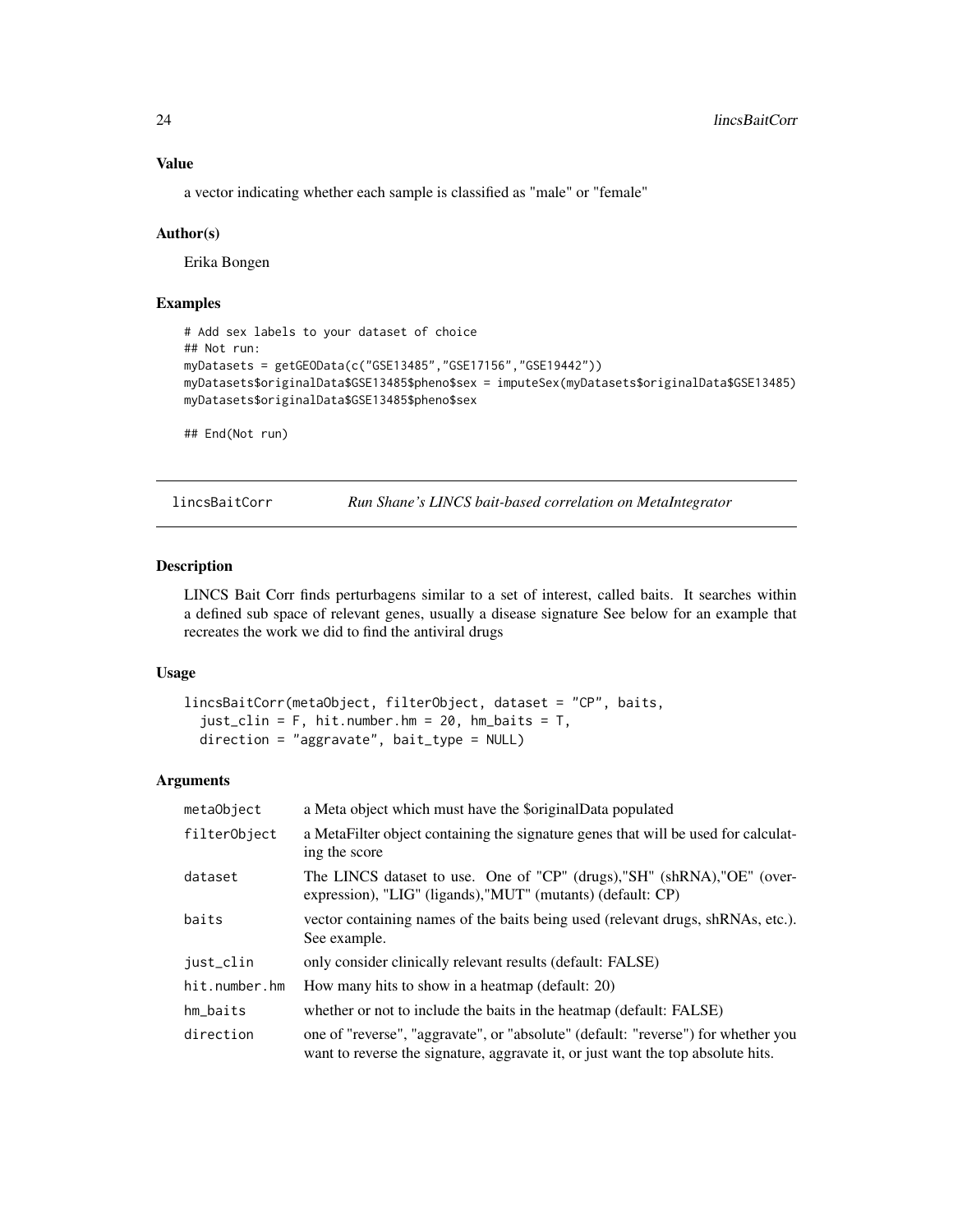### Value

a vector indicating whether each sample is classified as "male" or "female"

### Author(s)

Erika Bongen

### Examples

```
# Add sex labels to your dataset of choice
## Not run:
myDatasets = getGEOData(c("GSE13485","GSE17156","GSE19442"))
myDatasets$originalData$GSE13485$pheno$sex = imputeSex(myDatasets$originalData$GSE13485)
myDatasets$originalData$GSE13485$pheno$sex

## End(Not run)
```

---

## lincsBaitCorr — *Run Shane's LINCS bait-based correlation on MetaIntegrator*

### Description

LINCS Bait Corr finds perturbagens similar to a set of interest, called baits. It searches within a defined sub space of relevant genes, usually a disease signature See below for an example that recreates the work we did to find the antiviral drugs

### Usage

```
lincsBaitCorr(metaObject, filterObject, dataset = "CP", baits,
  just_clin = F, hit.number.hm = 20, hm_baits = T,
  direction = "aggravate", bait_type = NULL)
```

### Arguments

| Argument | Description |
| --- | --- |
| metaObject | a Meta object which must have the $originalData populated |
| filterObject | a MetaFilter object containing the signature genes that will be used for calculating the score |
| dataset | The LINCS dataset to use. One of "CP" (drugs),"SH" (shRNA),"OE" (overexpression), "LIG" (ligands),"MUT" (mutants) (default: CP) |
| baits | vector containing names of the baits being used (relevant drugs, shRNAs, etc.). See example. |
| just_clin | only consider clinically relevant results (default: FALSE) |
| hit.number.hm | How many hits to show in a heatmap (default: 20) |
| hm_baits | whether or not to include the baits in the heatmap (default: FALSE) |
| direction | one of "reverse", "aggravate", or "absolute" (default: "reverse") for whether you want to reverse the signature, aggravate it, or just want the top absolute hits. |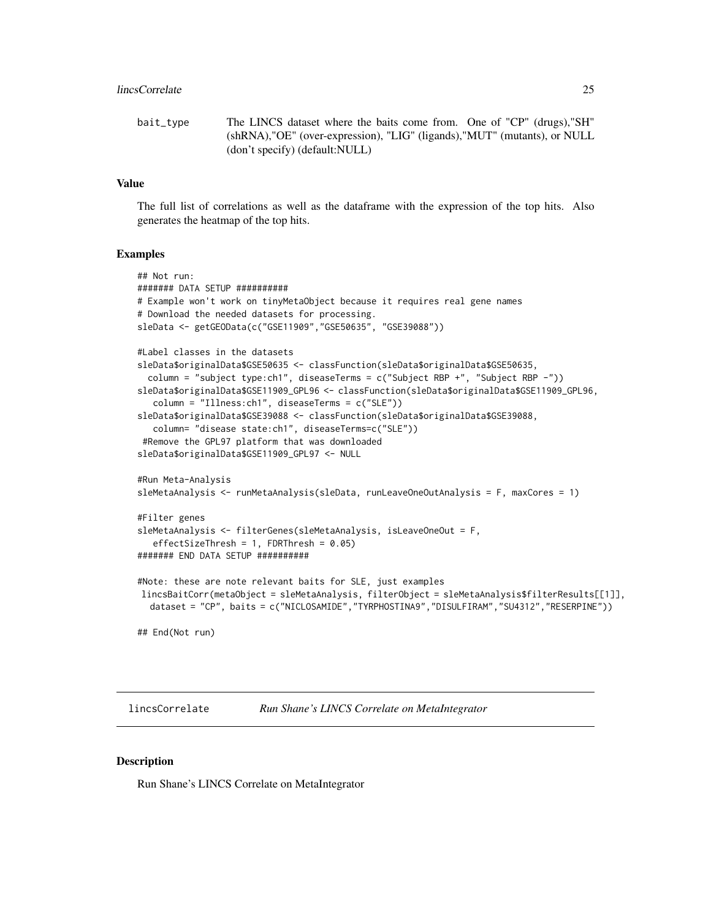bait_type The LINCS dataset where the baits come from. One of "CP" (drugs),"SH" (shRNA),"OE" (over-expression), "LIG" (ligands),"MUT" (mutants), or NULL (don't specify) (default:NULL)

### Value

The full list of correlations as well as the dataframe with the expression of the top hits. Also generates the heatmap of the top hits.

### Examples

```
## Not run:
####### DATA SETUP ##########
# Example won't work on tinyMetaObject because it requires real gene names
# Download the needed datasets for processing.
sleData <- getGEOData(c("GSE11909","GSE50635", "GSE39088"))

#Label classes in the datasets
sleData$originalData$GSE50635 <- classFunction(sleData$originalData$GSE50635,
  column = "subject type:ch1", diseaseTerms = c("Subject RBP +", "Subject RBP -"))
sleData$originalData$GSE11909_GPL96 <- classFunction(sleData$originalData$GSE11909_GPL96,
   column = "Illness:ch1", diseaseTerms = c("SLE"))
sleData$originalData$GSE39088 <- classFunction(sleData$originalData$GSE39088,
   column= "disease state:ch1", diseaseTerms=c("SLE"))
 #Remove the GPL97 platform that was downloaded
sleData$originalData$GSE11909_GPL97 <- NULL

#Run Meta-Analysis
sleMetaAnalysis <- runMetaAnalysis(sleData, runLeaveOneOutAnalysis = F, maxCores = 1)

#Filter genes
sleMetaAnalysis <- filterGenes(sleMetaAnalysis, isLeaveOneOut = F,
   effectSizeThresh = 1, FDRThresh = 0.05)
####### END DATA SETUP ##########

#Note: these are note relevant baits for SLE, just examples
 lincsBaitCorr(metaObject = sleMetaAnalysis, filterObject = sleMetaAnalysis$filterResults[[1]],
  dataset = "CP", baits = c("NICLOSAMIDE","TYRPHOSTINA9","DISULFIRAM","SU4312","RESERPINE"))

## End(Not run)
```

---

## lincsCorrelate *Run Shane's LINCS Correlate on MetaIntegrator*

### Description

Run Shane's LINCS Correlate on MetaIntegrator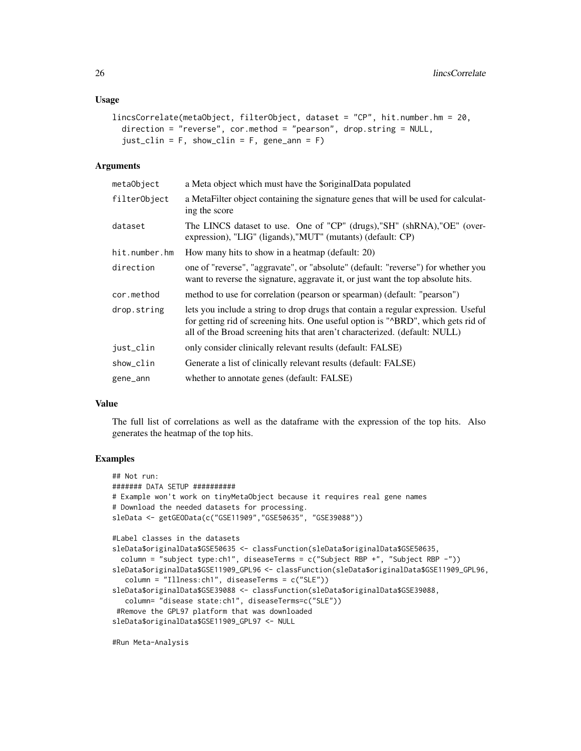### Usage

```
lincsCorrelate(metaObject, filterObject, dataset = "CP", hit.number.hm = 20,
  direction = "reverse", cor.method = "pearson", drop.string = NULL,
  just_clin = F, show_clin = F, gene_ann = F)
```

### Arguments

| | |
|---|---|
| metaObject | a Meta object which must have the $originalData populated |
| filterObject | a MetaFilter object containing the signature genes that will be used for calculating the score |
| dataset | The LINCS dataset to use. One of "CP" (drugs),"SH" (shRNA),"OE" (overexpression), "LIG" (ligands),"MUT" (mutants) (default: CP) |
| hit.number.hm | How many hits to show in a heatmap (default: 20) |
| direction | one of "reverse", "aggravate", or "absolute" (default: "reverse") for whether you want to reverse the signature, aggravate it, or just want the top absolute hits. |
| cor.method | method to use for correlation (pearson or spearman) (default: "pearson") |
| drop.string | lets you include a string to drop drugs that contain a regular expression. Useful for getting rid of screening hits. One useful option is "^BRD", which gets rid of all of the Broad screening hits that aren't characterized. (default: NULL) |
| just_clin | only consider clinically relevant results (default: FALSE) |
| show_clin | Generate a list of clinically relevant results (default: FALSE) |
| gene_ann | whether to annotate genes (default: FALSE) |

### Value

The full list of correlations as well as the dataframe with the expression of the top hits. Also generates the heatmap of the top hits.

### Examples

```
## Not run:
####### DATA SETUP ##########
# Example won't work on tinyMetaObject because it requires real gene names
# Download the needed datasets for processing.
sleData <- getGEOData(c("GSE11909","GSE50635", "GSE39088"))

#Label classes in the datasets
sleData$originalData$GSE50635 <- classFunction(sleData$originalData$GSE50635,
  column = "subject type:ch1", diseaseTerms = c("Subject RBP +", "Subject RBP -"))
sleData$originalData$GSE11909_GPL96 <- classFunction(sleData$originalData$GSE11909_GPL96,
   column = "Illness:ch1", diseaseTerms = c("SLE"))
sleData$originalData$GSE39088 <- classFunction(sleData$originalData$GSE39088,
   column= "disease state:ch1", diseaseTerms=c("SLE"))
 #Remove the GPL97 platform that was downloaded
sleData$originalData$GSE11909_GPL97 <- NULL

#Run Meta-Analysis
```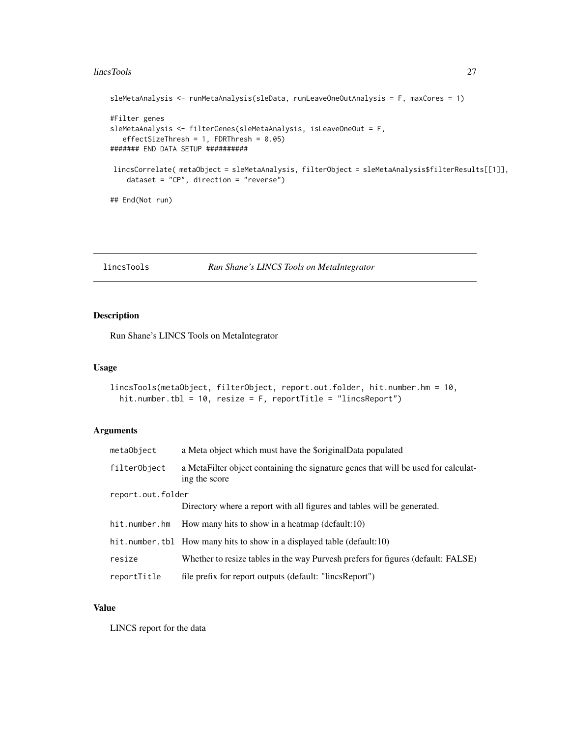```
sleMetaAnalysis <- runMetaAnalysis(sleData, runLeaveOneOutAnalysis = F, maxCores = 1)

#Filter genes
sleMetaAnalysis <- filterGenes(sleMetaAnalysis, isLeaveOneOut = F,
   effectSizeThresh = 1, FDRThresh = 0.05)
####### END DATA SETUP ##########

 lincsCorrelate( metaObject = sleMetaAnalysis, filterObject = sleMetaAnalysis$filterResults[[1]],
    dataset = "CP", direction = "reverse")

## End(Not run)
```

---

## lincsTools — *Run Shane's LINCS Tools on MetaIntegrator*

### Description

Run Shane's LINCS Tools on MetaIntegrator

### Usage

```
lincsTools(metaObject, filterObject, report.out.folder, hit.number.hm = 10,
  hit.number.tbl = 10, resize = F, reportTitle = "lincsReport")
```

### Arguments

| | |
|---|---|
| `metaObject` | a Meta object which must have the $originalData populated |
| `filterObject` | a MetaFilter object containing the signature genes that will be used for calculating the score |
| `report.out.folder` | Directory where a report with all figures and tables will be generated. |
| `hit.number.hm` | How many hits to show in a heatmap (default:10) |
| `hit.number.tbl` | How many hits to show in a displayed table (default:10) |
| `resize` | Whether to resize tables in the way Purvesh prefers for figures (default: FALSE) |
| `reportTitle` | file prefix for report outputs (default: "lincsReport") |

### Value

LINCS report for the data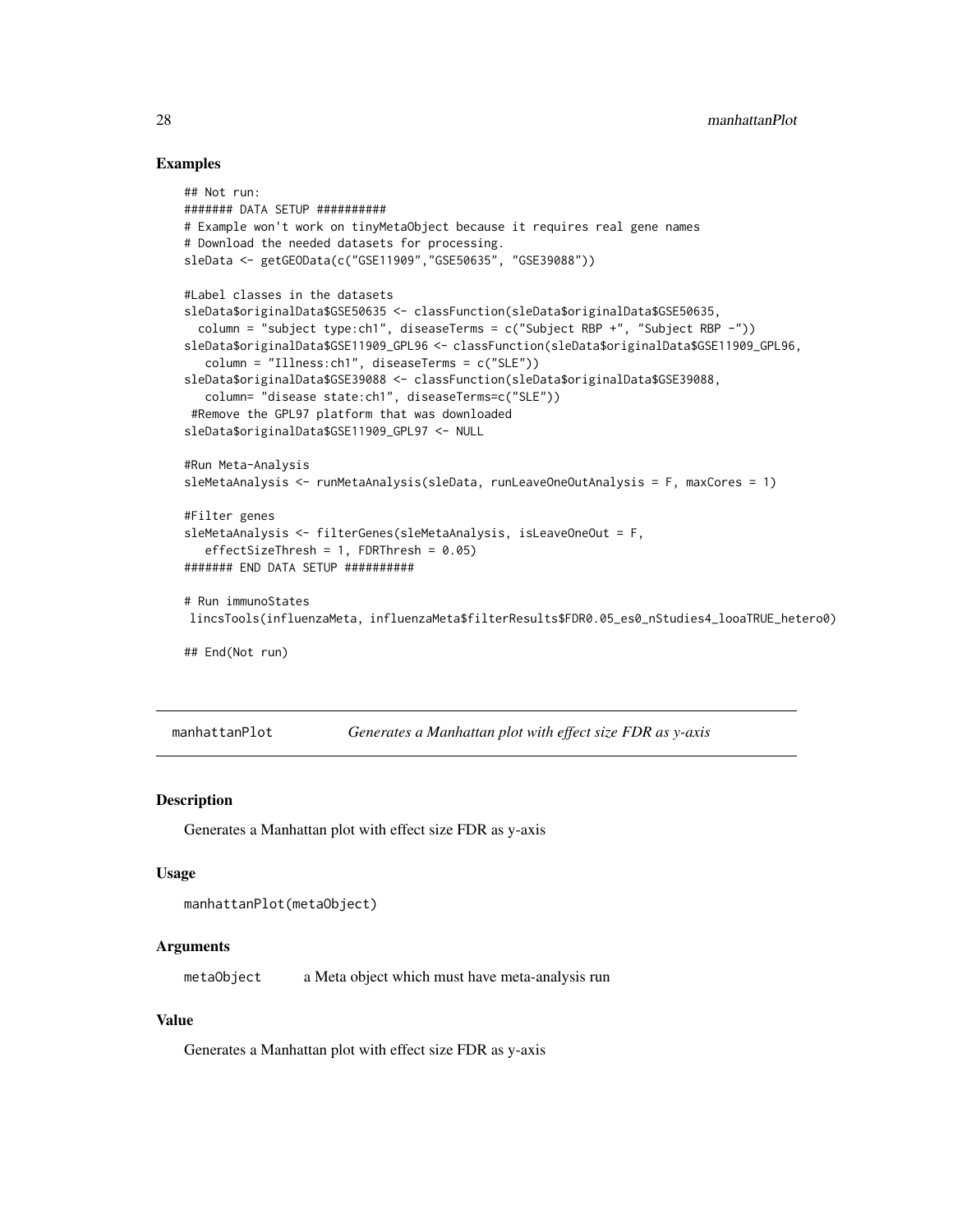### Examples

```
## Not run:
####### DATA SETUP ##########
# Example won't work on tinyMetaObject because it requires real gene names
# Download the needed datasets for processing.
sleData <- getGEOData(c("GSE11909","GSE50635", "GSE39088"))

#Label classes in the datasets
sleData$originalData$GSE50635 <- classFunction(sleData$originalData$GSE50635,
  column = "subject type:ch1", diseaseTerms = c("Subject RBP +", "Subject RBP -"))
sleData$originalData$GSE11909_GPL96 <- classFunction(sleData$originalData$GSE11909_GPL96,
   column = "Illness:ch1", diseaseTerms = c("SLE"))
sleData$originalData$GSE39088 <- classFunction(sleData$originalData$GSE39088,
   column= "disease state:ch1", diseaseTerms=c("SLE"))
 #Remove the GPL97 platform that was downloaded
sleData$originalData$GSE11909_GPL97 <- NULL

#Run Meta-Analysis
sleMetaAnalysis <- runMetaAnalysis(sleData, runLeaveOneOutAnalysis = F, maxCores = 1)

#Filter genes
sleMetaAnalysis <- filterGenes(sleMetaAnalysis, isLeaveOneOut = F,
   effectSizeThresh = 1, FDRThresh = 0.05)
####### END DATA SETUP ##########

# Run immunoStates
 lincsTools(influenzaMeta, influenzaMeta$filterResults$FDR0.05_es0_nStudies4_looaTRUE_hetero0)

## End(Not run)
```

---

## manhattanPlot — *Generates a Manhattan plot with effect size FDR as y-axis*

---

### Description

Generates a Manhattan plot with effect size FDR as y-axis

### Usage

```
manhattanPlot(metaObject)
```

### Arguments

| | |
|---|---|
| metaObject | a Meta object which must have meta-analysis run |

### Value

Generates a Manhattan plot with effect size FDR as y-axis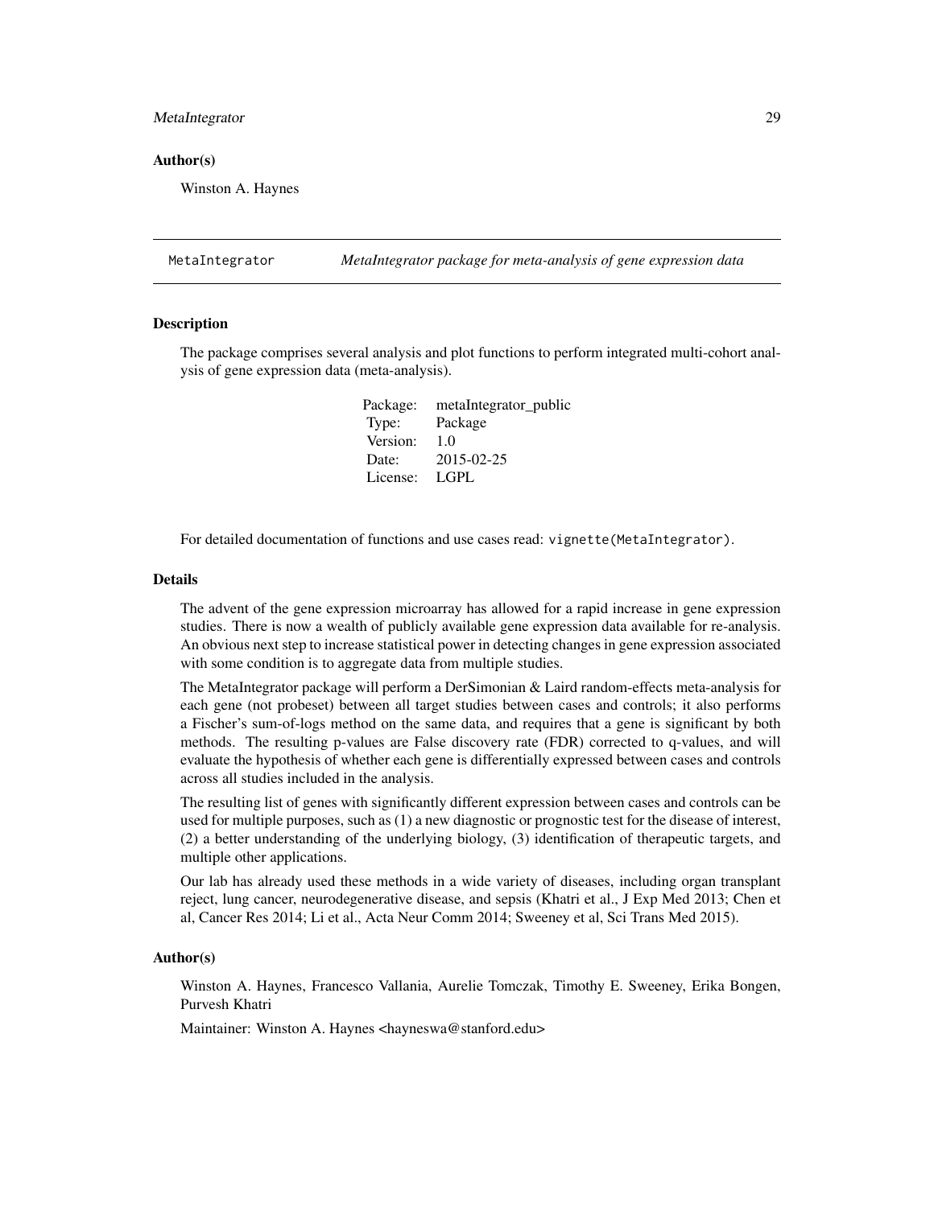### Author(s)

Winston A. Haynes

---

MetaIntegrator &nbsp;&nbsp;&nbsp;&nbsp; *MetaIntegrator package for meta-analysis of gene expression data*

---

### Description

The package comprises several analysis and plot functions to perform integrated multi-cohort analysis of gene expression data (meta-analysis).

| | |
|---|---|
| Package: | metaIntegrator_public |
| Type: | Package |
| Version: | 1.0 |
| Date: | 2015-02-25 |
| License: | LGPL |

For detailed documentation of functions and use cases read: `vignette(MetaIntegrator)`.

### Details

The advent of the gene expression microarray has allowed for a rapid increase in gene expression studies. There is now a wealth of publicly available gene expression data available for re-analysis. An obvious next step to increase statistical power in detecting changes in gene expression associated with some condition is to aggregate data from multiple studies.

The MetaIntegrator package will perform a DerSimonian & Laird random-effects meta-analysis for each gene (not probeset) between all target studies between cases and controls; it also performs a Fischer's sum-of-logs method on the same data, and requires that a gene is significant by both methods. The resulting p-values are False discovery rate (FDR) corrected to q-values, and will evaluate the hypothesis of whether each gene is differentially expressed between cases and controls across all studies included in the analysis.

The resulting list of genes with significantly different expression between cases and controls can be used for multiple purposes, such as (1) a new diagnostic or prognostic test for the disease of interest, (2) a better understanding of the underlying biology, (3) identification of therapeutic targets, and multiple other applications.

Our lab has already used these methods in a wide variety of diseases, including organ transplant reject, lung cancer, neurodegenerative disease, and sepsis (Khatri et al., J Exp Med 2013; Chen et al, Cancer Res 2014; Li et al., Acta Neur Comm 2014; Sweeney et al, Sci Trans Med 2015).

### Author(s)

Winston A. Haynes, Francesco Vallania, Aurelie Tomczak, Timothy E. Sweeney, Erika Bongen, Purvesh Khatri

Maintainer: Winston A. Haynes <hayneswa@stanford.edu>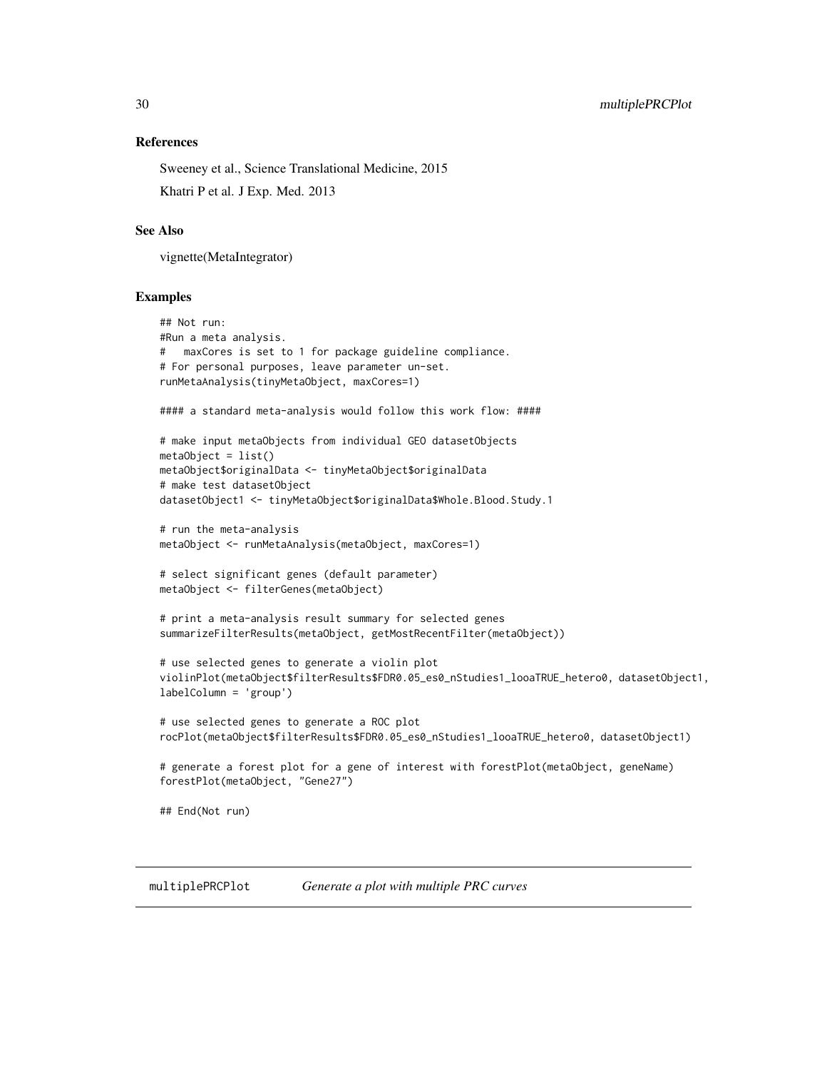## References

Sweeney et al., Science Translational Medicine, 2015

Khatri P et al. J Exp. Med. 2013

## See Also

vignette(MetaIntegrator)

## Examples

```
## Not run:
#Run a meta analysis.
#   maxCores is set to 1 for package guideline compliance.
# For personal purposes, leave parameter un-set.
runMetaAnalysis(tinyMetaObject, maxCores=1)

#### a standard meta-analysis would follow this work flow: ####

# make input metaObjects from individual GEO datasetObjects
metaObject = list()
metaObject$originalData <- tinyMetaObject$originalData
# make test datasetObject
datasetObject1 <- tinyMetaObject$originalData$Whole.Blood.Study.1

# run the meta-analysis
metaObject <- runMetaAnalysis(metaObject, maxCores=1)

# select significant genes (default parameter)
metaObject <- filterGenes(metaObject)

# print a meta-analysis result summary for selected genes
summarizeFilterResults(metaObject, getMostRecentFilter(metaObject))

# use selected genes to generate a violin plot
violinPlot(metaObject$filterResults$FDR0.05_es0_nStudies1_looaTRUE_hetero0, datasetObject1,
labelColumn = 'group')

# use selected genes to generate a ROC plot
rocPlot(metaObject$filterResults$FDR0.05_es0_nStudies1_looaTRUE_hetero0, datasetObject1)

# generate a forest plot for a gene of interest with forestPlot(metaObject, geneName)
forestPlot(metaObject, "Gene27")

## End(Not run)
```

---

# multiplePRCPlot — *Generate a plot with multiple PRC curves*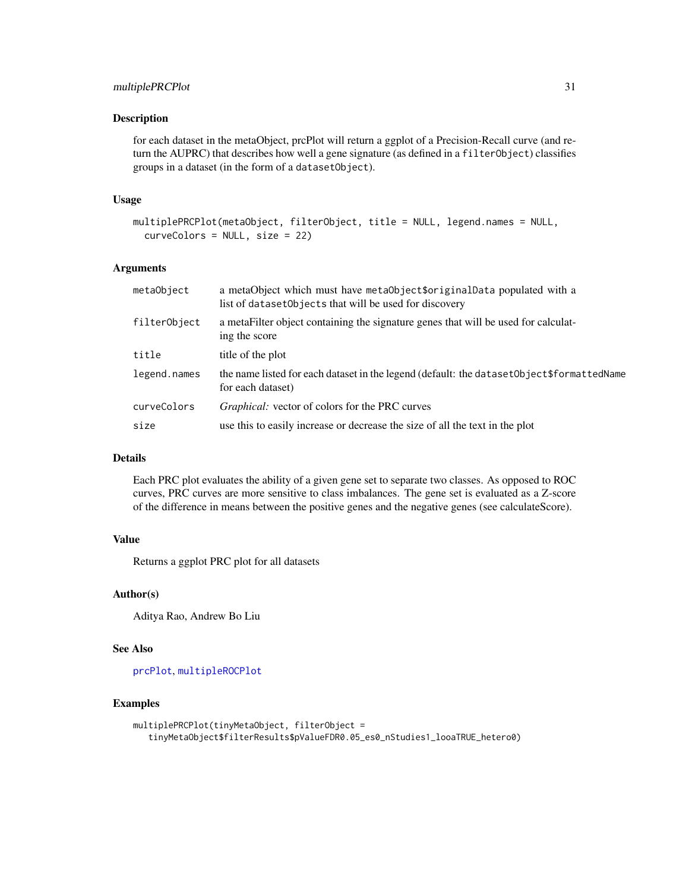## Description

for each dataset in the metaObject, prcPlot will return a ggplot of a Precision-Recall curve (and return the AUPRC) that describes how well a gene signature (as defined in a `filterObject`) classifies groups in a dataset (in the form of a `datasetObject`).

## Usage

```
multiplePRCPlot(metaObject, filterObject, title = NULL, legend.names = NULL,
  curveColors = NULL, size = 22)
```

## Arguments

| | |
|---|---|
| `metaObject` | a metaObject which must have `metaObject$originalData` populated with a list of `datasetObjects` that will be used for discovery |
| `filterObject` | a metaFilter object containing the signature genes that will be used for calculating the score |
| `title` | title of the plot |
| `legend.names` | the name listed for each dataset in the legend (default: the `datasetObject$formattedName` for each dataset) |
| `curveColors` | *Graphical:* vector of colors for the PRC curves |
| `size` | use this to easily increase or decrease the size of all the text in the plot |

## Details

Each PRC plot evaluates the ability of a given gene set to separate two classes. As opposed to ROC curves, PRC curves are more sensitive to class imbalances. The gene set is evaluated as a Z-score of the difference in means between the positive genes and the negative genes (see calculateScore).

## Value

Returns a ggplot PRC plot for all datasets

## Author(s)

Aditya Rao, Andrew Bo Liu

## See Also

`prcPlot`, `multipleROCPlot`

## Examples

```
multiplePRCPlot(tinyMetaObject, filterObject =
   tinyMetaObject$filterResults$pValueFDR0.05_es0_nStudies1_looaTRUE_hetero0)
```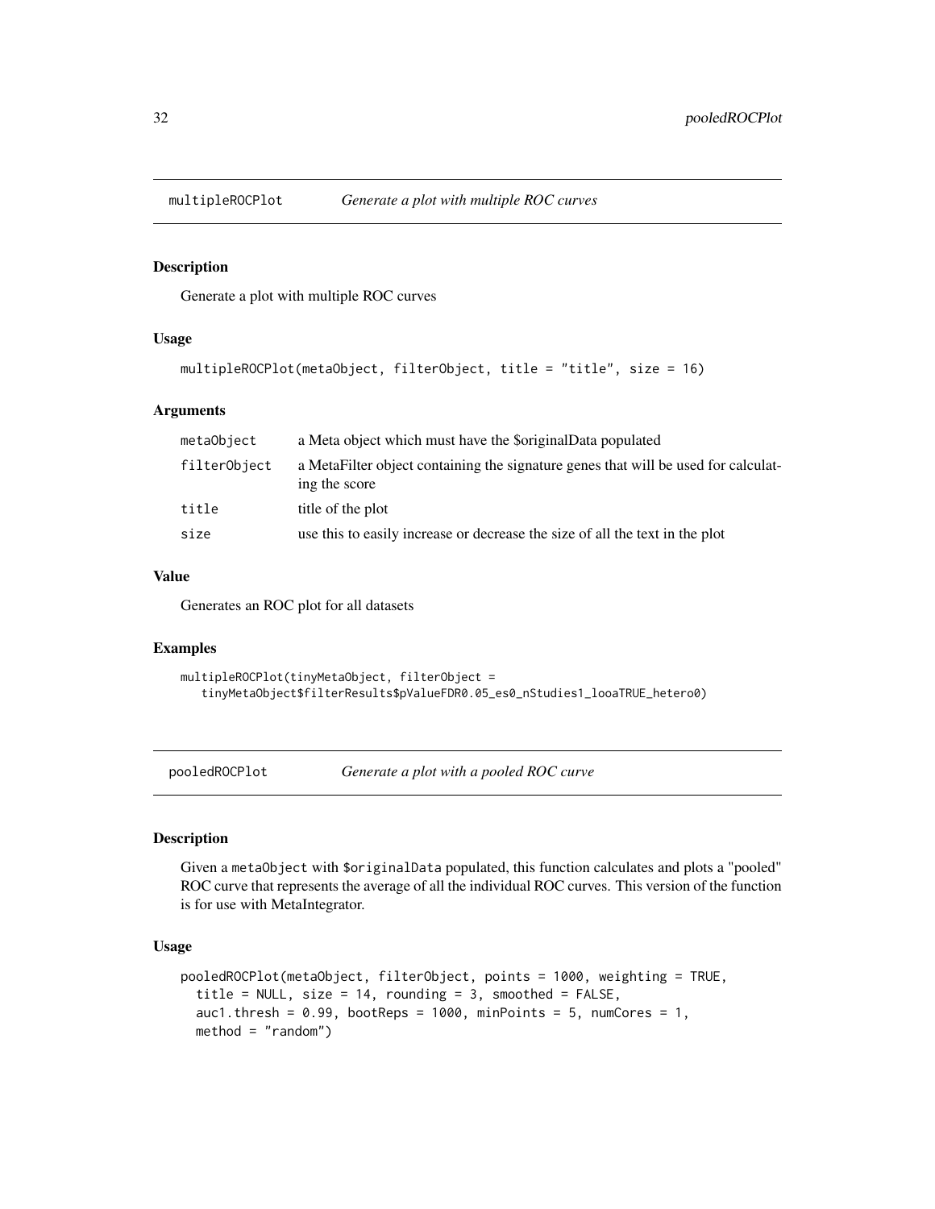## multipleROCPlot *Generate a plot with multiple ROC curves*

### Description

Generate a plot with multiple ROC curves

### Usage

```
multipleROCPlot(metaObject, filterObject, title = "title", size = 16)
```

### Arguments

| | |
|---|---|
| metaObject | a Meta object which must have the $originalData populated |
| filterObject | a MetaFilter object containing the signature genes that will be used for calculating the score |
| title | title of the plot |
| size | use this to easily increase or decrease the size of all the text in the plot |

### Value

Generates an ROC plot for all datasets

### Examples

```
multipleROCPlot(tinyMetaObject, filterObject =
   tinyMetaObject$filterResults$pValueFDR0.05_es0_nStudies1_looaTRUE_hetero0)
```

## pooledROCPlot *Generate a plot with a pooled ROC curve*

### Description

Given a `metaObject` with `$originalData` populated, this function calculates and plots a "pooled" ROC curve that represents the average of all the individual ROC curves. This version of the function is for use with MetaIntegrator.

### Usage

```
pooledROCPlot(metaObject, filterObject, points = 1000, weighting = TRUE,
  title = NULL, size = 14, rounding = 3, smoothed = FALSE,
  auc1.thresh = 0.99, bootReps = 1000, minPoints = 5, numCores = 1,
  method = "random")
```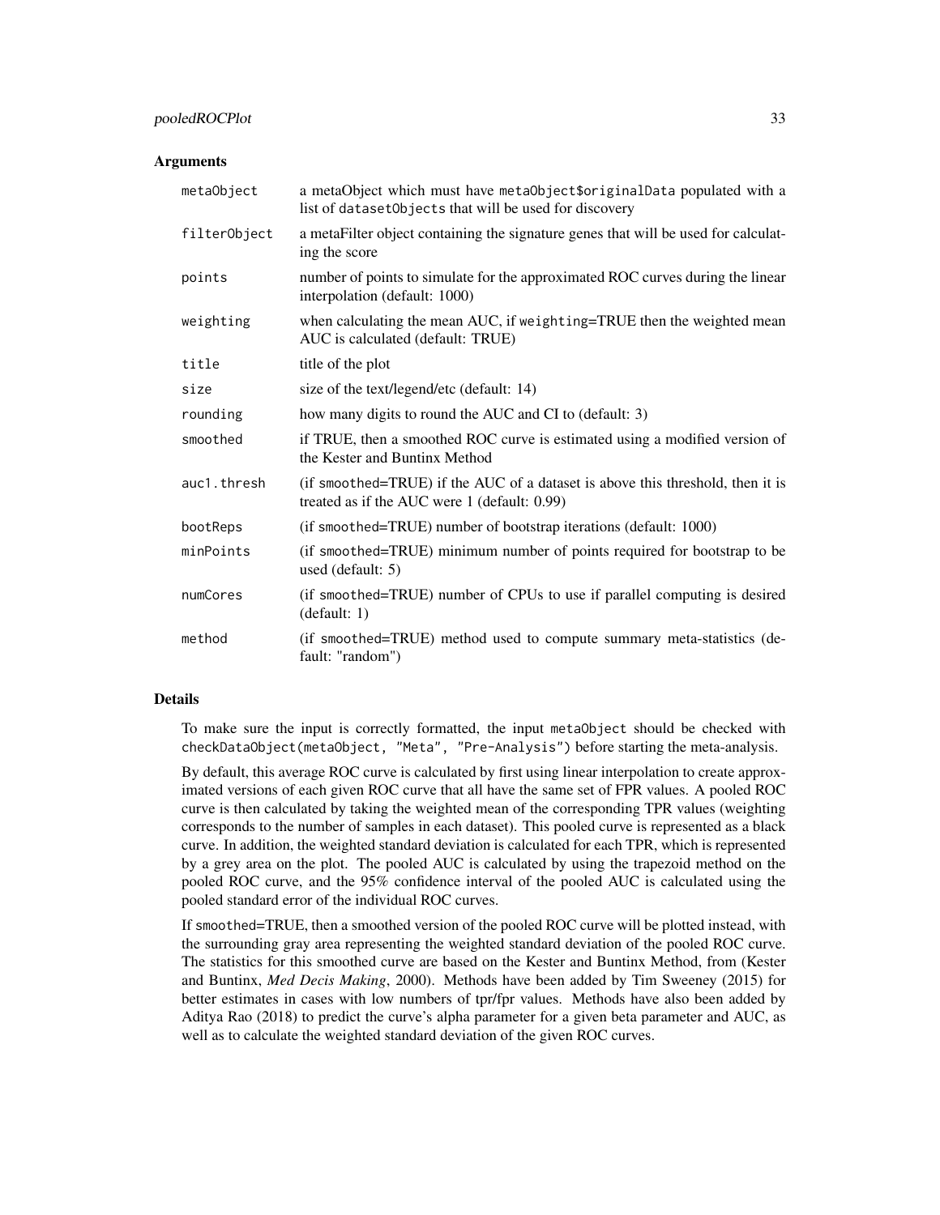## Arguments

| | |
|---|---|
| `metaObject` | a metaObject which must have `metaObject$originalData` populated with a list of `datasetObjects` that will be used for discovery |
| `filterObject` | a metaFilter object containing the signature genes that will be used for calculating the score |
| `points` | number of points to simulate for the approximated ROC curves during the linear interpolation (default: 1000) |
| `weighting` | when calculating the mean AUC, if `weighting`=TRUE then the weighted mean AUC is calculated (default: TRUE) |
| `title` | title of the plot |
| `size` | size of the text/legend/etc (default: 14) |
| `rounding` | how many digits to round the AUC and CI to (default: 3) |
| `smoothed` | if TRUE, then a smoothed ROC curve is estimated using a modified version of the Kester and Buntinx Method |
| `auc1.thresh` | (if `smoothed`=TRUE) if the AUC of a dataset is above this threshold, then it is treated as if the AUC were 1 (default: 0.99) |
| `bootReps` | (if `smoothed`=TRUE) number of bootstrap iterations (default: 1000) |
| `minPoints` | (if `smoothed`=TRUE) minimum number of points required for bootstrap to be used (default: 5) |
| `numCores` | (if `smoothed`=TRUE) number of CPUs to use if parallel computing is desired (default: 1) |
| `method` | (if `smoothed`=TRUE) method used to compute summary meta-statistics (default: "random") |

## Details

To make sure the input is correctly formatted, the input `metaObject` should be checked with `checkDataObject(metaObject, "Meta", "Pre-Analysis")` before starting the meta-analysis.

By default, this average ROC curve is calculated by first using linear interpolation to create approximated versions of each given ROC curve that all have the same set of FPR values. A pooled ROC curve is then calculated by taking the weighted mean of the corresponding TPR values (weighting corresponds to the number of samples in each dataset). This pooled curve is represented as a black curve. In addition, the weighted standard deviation is calculated for each TPR, which is represented by a grey area on the plot. The pooled AUC is calculated by using the trapezoid method on the pooled ROC curve, and the 95% confidence interval of the pooled AUC is calculated using the pooled standard error of the individual ROC curves.

If `smoothed`=TRUE, then a smoothed version of the pooled ROC curve will be plotted instead, with the surrounding gray area representing the weighted standard deviation of the pooled ROC curve. The statistics for this smoothed curve are based on the Kester and Buntinx Method, from (Kester and Buntinx, *Med Decis Making*, 2000). Methods have been added by Tim Sweeney (2015) for better estimates in cases with low numbers of tpr/fpr values. Methods have also been added by Aditya Rao (2018) to predict the curve's alpha parameter for a given beta parameter and AUC, as well as to calculate the weighted standard deviation of the given ROC curves.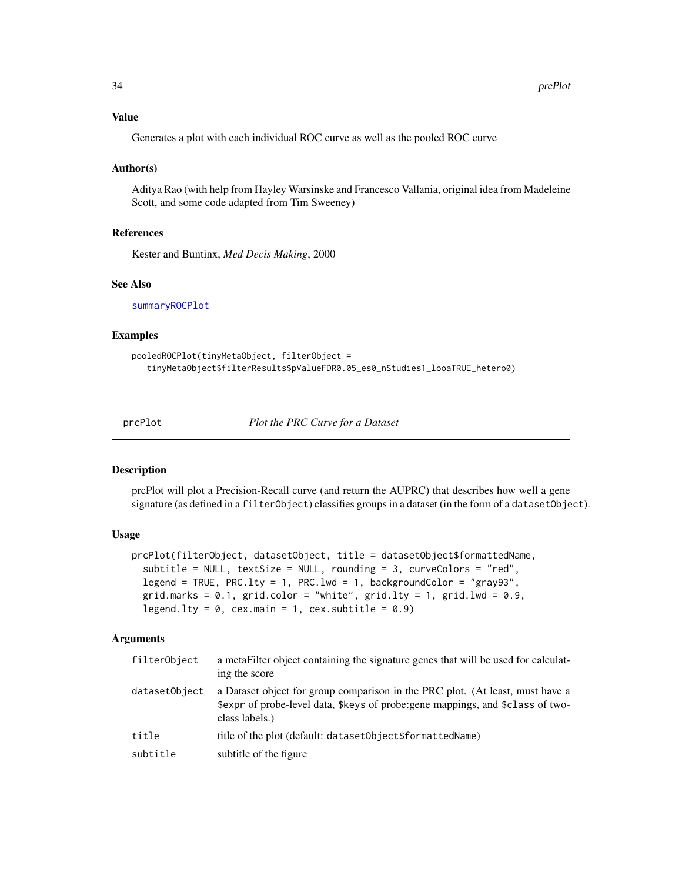### Value

Generates a plot with each individual ROC curve as well as the pooled ROC curve

### Author(s)

Aditya Rao (with help from Hayley Warsinske and Francesco Vallania, original idea from Madeleine Scott, and some code adapted from Tim Sweeney)

### References

Kester and Buntinx, *Med Decis Making*, 2000

### See Also

summaryROCPlot

### Examples

```
pooledROCPlot(tinyMetaObject, filterObject =
   tinyMetaObject$filterResults$pValueFDR0.05_es0_nStudies1_looaTRUE_hetero0)
```

---

## prcPlot — *Plot the PRC Curve for a Dataset*

### Description

prcPlot will plot a Precision-Recall curve (and return the AUPRC) that describes how well a gene signature (as defined in a `filterObject`) classifies groups in a dataset (in the form of a `datasetObject`).

### Usage

```
prcPlot(filterObject, datasetObject, title = datasetObject$formattedName,
  subtitle = NULL, textSize = NULL, rounding = 3, curveColors = "red",
  legend = TRUE, PRC.lty = 1, PRC.lwd = 1, backgroundColor = "gray93",
  grid.marks = 0.1, grid.color = "white", grid.lty = 1, grid.lwd = 0.9,
  legend.lty = 0, cex.main = 1, cex.subtitle = 0.9)
```

### Arguments

| | |
|---|---|
| `filterObject` | a metaFilter object containing the signature genes that will be used for calculating the score |
| `datasetObject` | a Dataset object for group comparison in the PRC plot. (At least, must have a $expr of probe-level data, $keys of probe:gene mappings, and $class of two-class labels.) |
| `title` | title of the plot (default: `datasetObject$formattedName`) |
| `subtitle` | subtitle of the figure |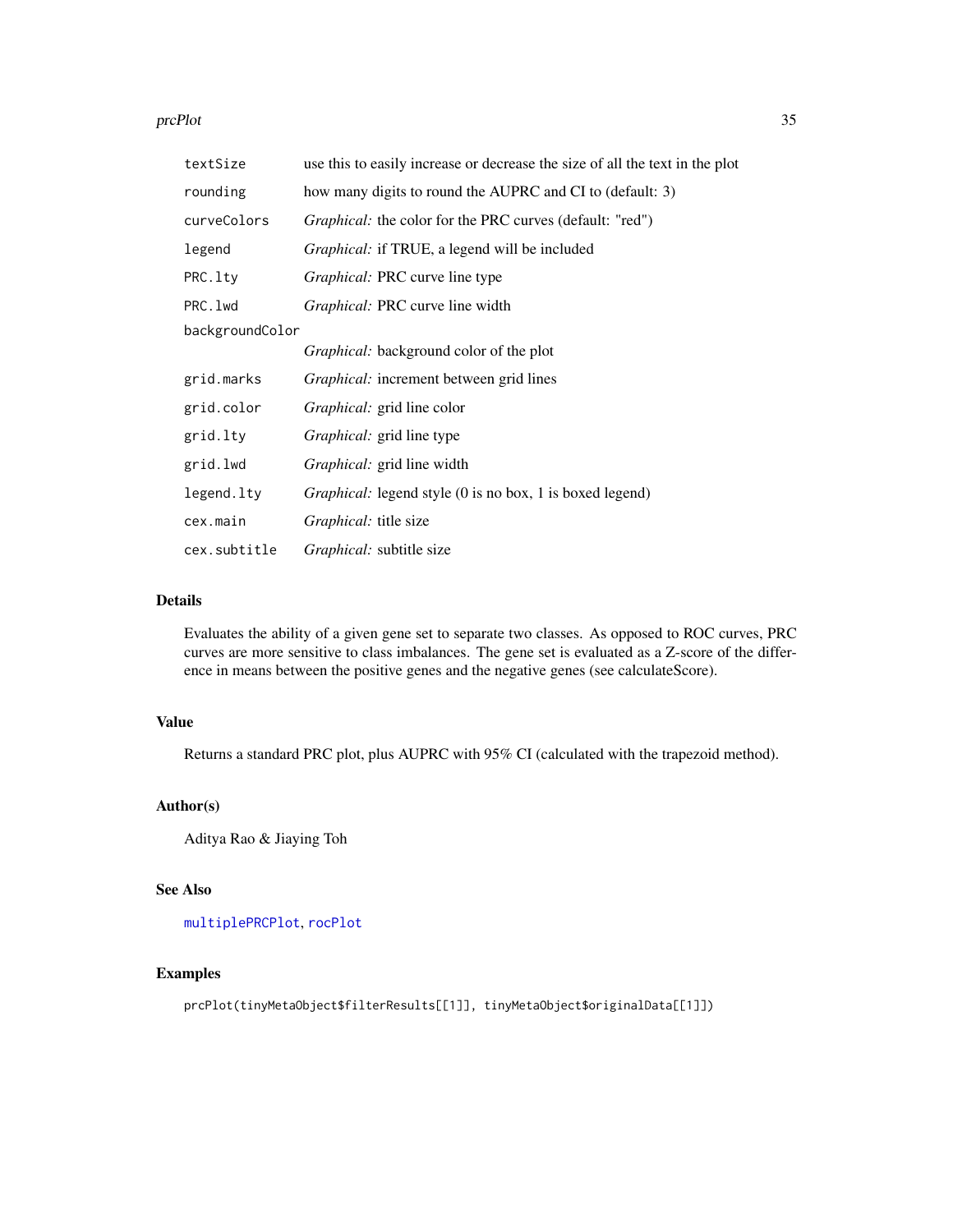| | |
|---|---|
| textSize | use this to easily increase or decrease the size of all the text in the plot |
| rounding | how many digits to round the AUPRC and CI to (default: 3) |
| curveColors | *Graphical:* the color for the PRC curves (default: "red") |
| legend | *Graphical:* if TRUE, a legend will be included |
| PRC.lty | *Graphical:* PRC curve line type |
| PRC.lwd | *Graphical:* PRC curve line width |
| backgroundColor | *Graphical:* background color of the plot |
| grid.marks | *Graphical:* increment between grid lines |
| grid.color | *Graphical:* grid line color |
| grid.lty | *Graphical:* grid line type |
| grid.lwd | *Graphical:* grid line width |
| legend.lty | *Graphical:* legend style (0 is no box, 1 is boxed legend) |
| cex.main | *Graphical:* title size |
| cex.subtitle | *Graphical:* subtitle size |

## Details

Evaluates the ability of a given gene set to separate two classes. As opposed to ROC curves, PRC curves are more sensitive to class imbalances. The gene set is evaluated as a Z-score of the difference in means between the positive genes and the negative genes (see calculateScore).

## Value

Returns a standard PRC plot, plus AUPRC with 95% CI (calculated with the trapezoid method).

## Author(s)

Aditya Rao & Jiaying Toh

## See Also

multiplePRCPlot, rocPlot

## Examples

```
prcPlot(tinyMetaObject$filterResults[[1]], tinyMetaObject$originalData[[1]])
```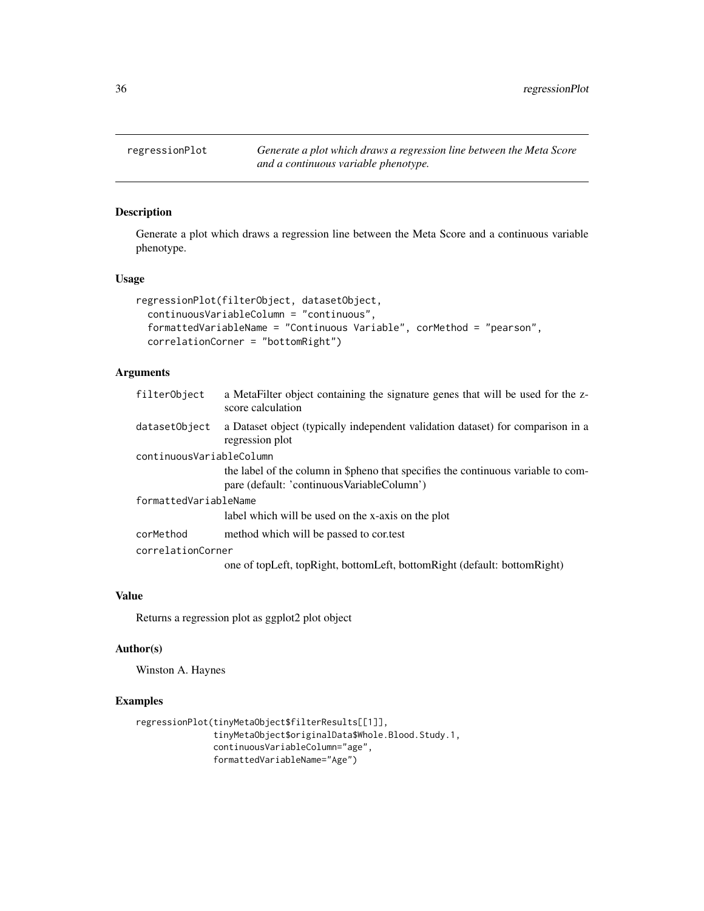# regressionPlot

*Generate a plot which draws a regression line between the Meta Score and a continuous variable phenotype.*

## Description

Generate a plot which draws a regression line between the Meta Score and a continuous variable phenotype.

## Usage

```
regressionPlot(filterObject, datasetObject,
  continuousVariableColumn = "continuous",
  formattedVariableName = "Continuous Variable", corMethod = "pearson",
  correlationCorner = "bottomRight")
```

## Arguments

| | |
|---|---|
| filterObject | a MetaFilter object containing the signature genes that will be used for the z-score calculation |
| datasetObject | a Dataset object (typically independent validation dataset) for comparison in a regression plot |
| continuousVariableColumn | the label of the column in $pheno that specifies the continuous variable to compare (default: 'continuousVariableColumn') |
| formattedVariableName | label which will be used on the x-axis on the plot |
| corMethod | method which will be passed to cor.test |
| correlationCorner | one of topLeft, topRight, bottomLeft, bottomRight (default: bottomRight) |

## Value

Returns a regression plot as ggplot2 plot object

## Author(s)

Winston A. Haynes

## Examples

```
regressionPlot(tinyMetaObject$filterResults[[1]],
               tinyMetaObject$originalData$Whole.Blood.Study.1,
               continuousVariableColumn="age",
               formattedVariableName="Age")
```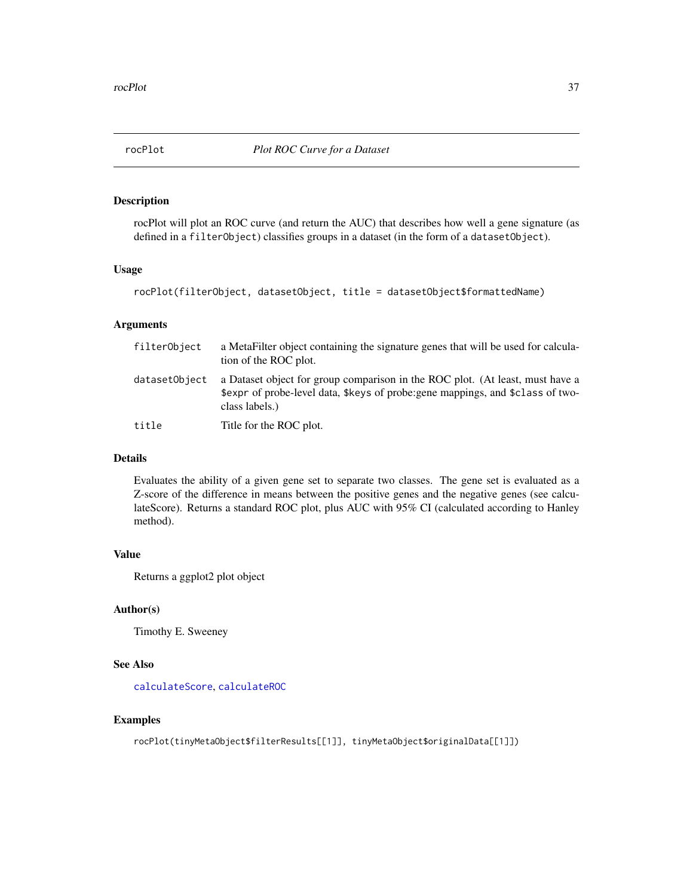## rocPlot — *Plot ROC Curve for a Dataset*

### Description

rocPlot will plot an ROC curve (and return the AUC) that describes how well a gene signature (as defined in a `filterObject`) classifies groups in a dataset (in the form of a `datasetObject`).

### Usage

```
rocPlot(filterObject, datasetObject, title = datasetObject$formattedName)
```

### Arguments

| | |
|---|---|
| `filterObject` | a MetaFilter object containing the signature genes that will be used for calculation of the ROC plot. |
| `datasetObject` | a Dataset object for group comparison in the ROC plot. (At least, must have a `$expr` of probe-level data, `$keys` of probe:gene mappings, and `$class` of two-class labels.) |
| `title` | Title for the ROC plot. |

### Details

Evaluates the ability of a given gene set to separate two classes. The gene set is evaluated as a Z-score of the difference in means between the positive genes and the negative genes (see calculateScore). Returns a standard ROC plot, plus AUC with 95% CI (calculated according to Hanley method).

### Value

Returns a ggplot2 plot object

### Author(s)

Timothy E. Sweeney

### See Also

`calculateScore`, `calculateROC`

### Examples

```
rocPlot(tinyMetaObject$filterResults[[1]], tinyMetaObject$originalData[[1]])
```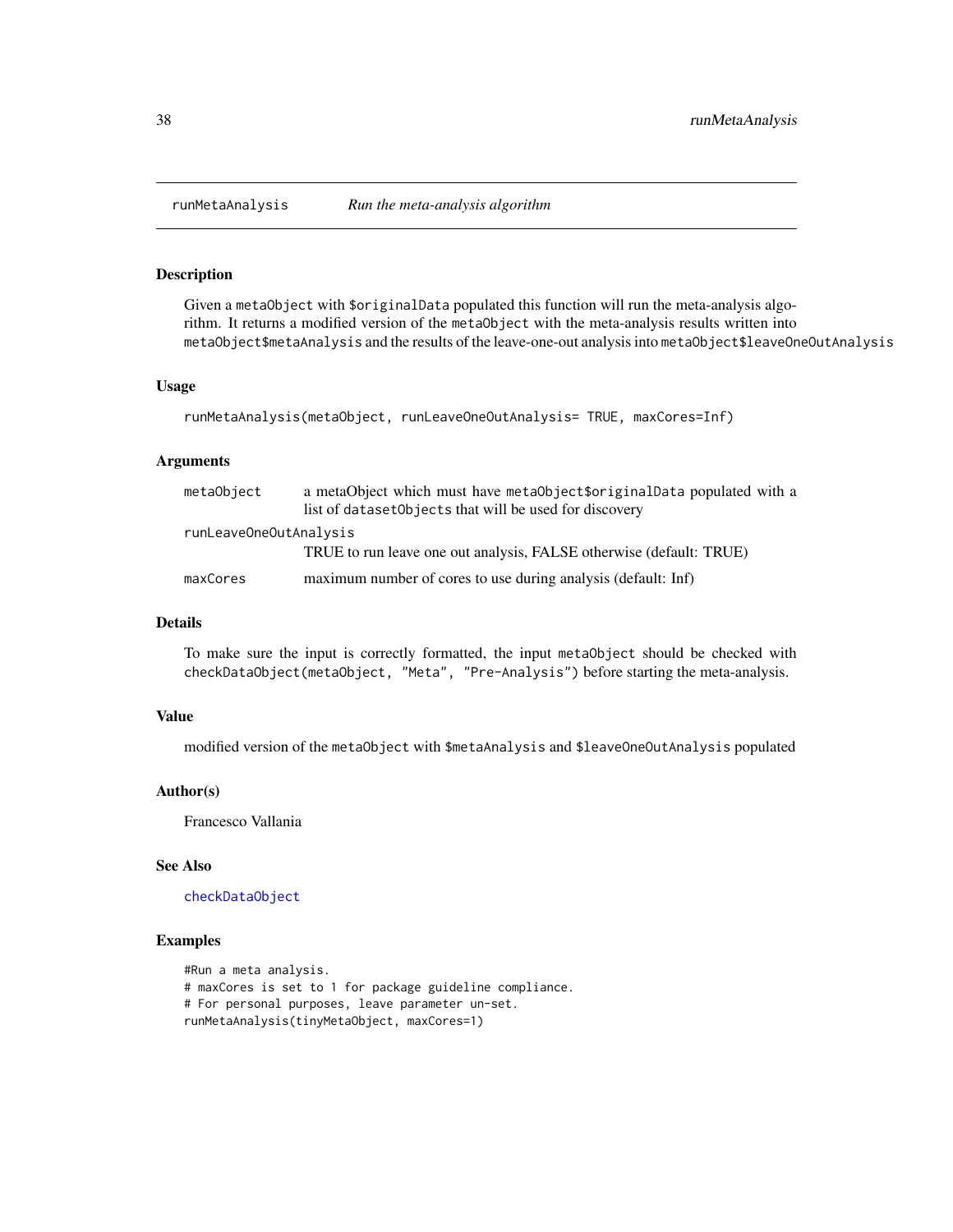## runMetaAnalysis — *Run the meta-analysis algorithm*

### Description

Given a `metaObject` with `$originalData` populated this function will run the meta-analysis algorithm. It returns a modified version of the `metaObject` with the meta-analysis results written into `metaObject$metaAnalysis` and the results of the leave-one-out analysis into `metaObject$leaveOneOutAnalysis`

### Usage

```
runMetaAnalysis(metaObject, runLeaveOneOutAnalysis= TRUE, maxCores=Inf)
```

### Arguments

| | |
|---|---|
| `metaObject` | a metaObject which must have `metaObject$originalData` populated with a list of `datasetObjects` that will be used for discovery |
| `runLeaveOneOutAnalysis` | TRUE to run leave one out analysis, FALSE otherwise (default: TRUE) |
| `maxCores` | maximum number of cores to use during analysis (default: Inf) |

### Details

To make sure the input is correctly formatted, the input `metaObject` should be checked with `checkDataObject(metaObject, "Meta", "Pre-Analysis")` before starting the meta-analysis.

### Value

modified version of the `metaObject` with `$metaAnalysis` and `$leaveOneOutAnalysis` populated

### Author(s)

Francesco Vallania

### See Also

`checkDataObject`

### Examples

```
#Run a meta analysis.
# maxCores is set to 1 for package guideline compliance.
# For personal purposes, leave parameter un-set.
runMetaAnalysis(tinyMetaObject, maxCores=1)
```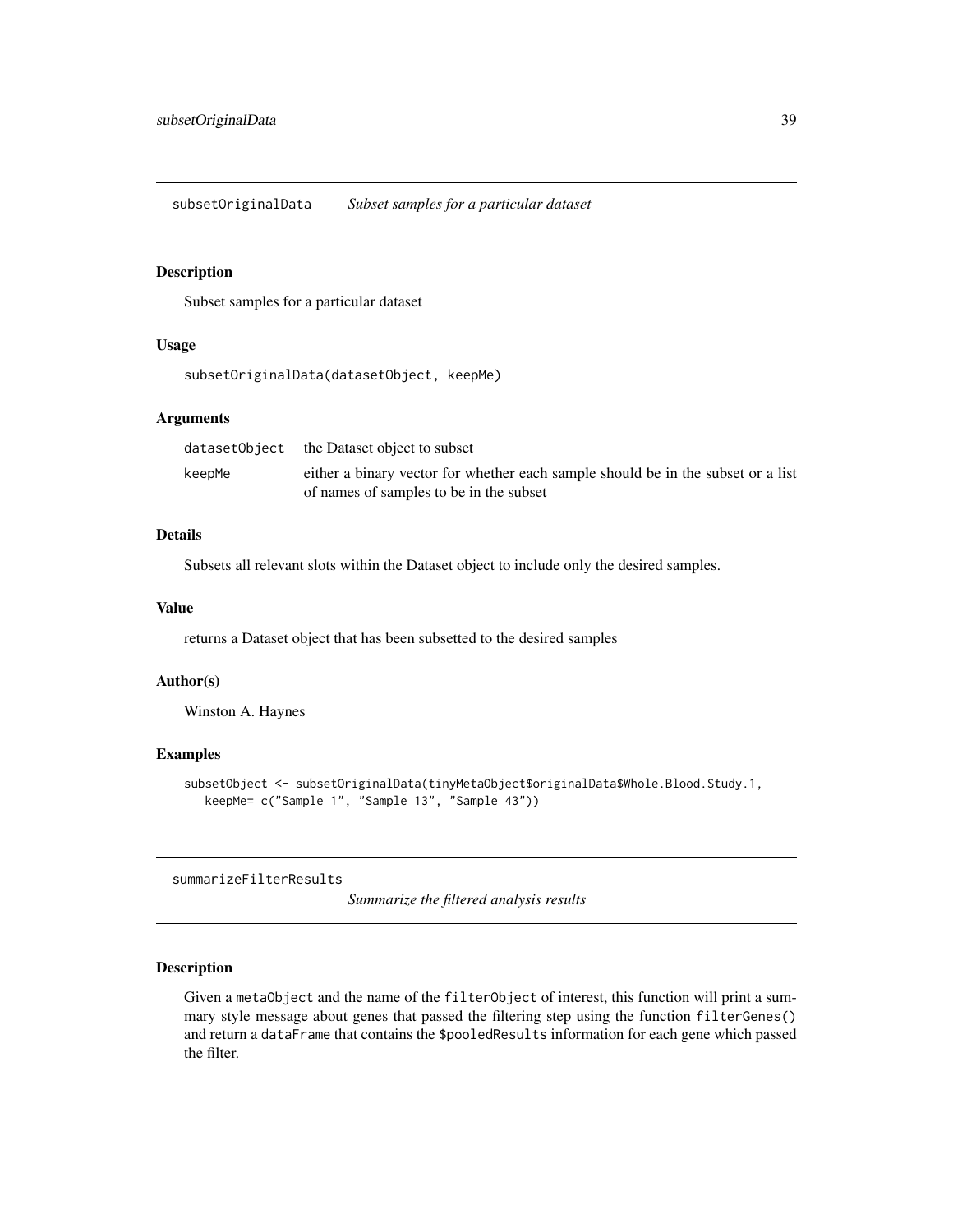## subsetOriginalData — *Subset samples for a particular dataset*

### Description

Subset samples for a particular dataset

### Usage

```
subsetOriginalData(datasetObject, keepMe)
```

### Arguments

| | |
|---|---|
| `datasetObject` | the Dataset object to subset |
| `keepMe` | either a binary vector for whether each sample should be in the subset or a list of names of samples to be in the subset |

### Details

Subsets all relevant slots within the Dataset object to include only the desired samples.

### Value

returns a Dataset object that has been subsetted to the desired samples

### Author(s)

Winston A. Haynes

### Examples

```
subsetObject <- subsetOriginalData(tinyMetaObject$originalData$Whole.Blood.Study.1,
   keepMe= c("Sample 1", "Sample 13", "Sample 43"))
```

## summarizeFilterResults — *Summarize the filtered analysis results*

### Description

Given a `metaObject` and the name of the `filterObject` of interest, this function will print a summary style message about genes that passed the filtering step using the function `filterGenes()` and return a `dataFrame` that contains the `$pooledResults` information for each gene which passed the filter.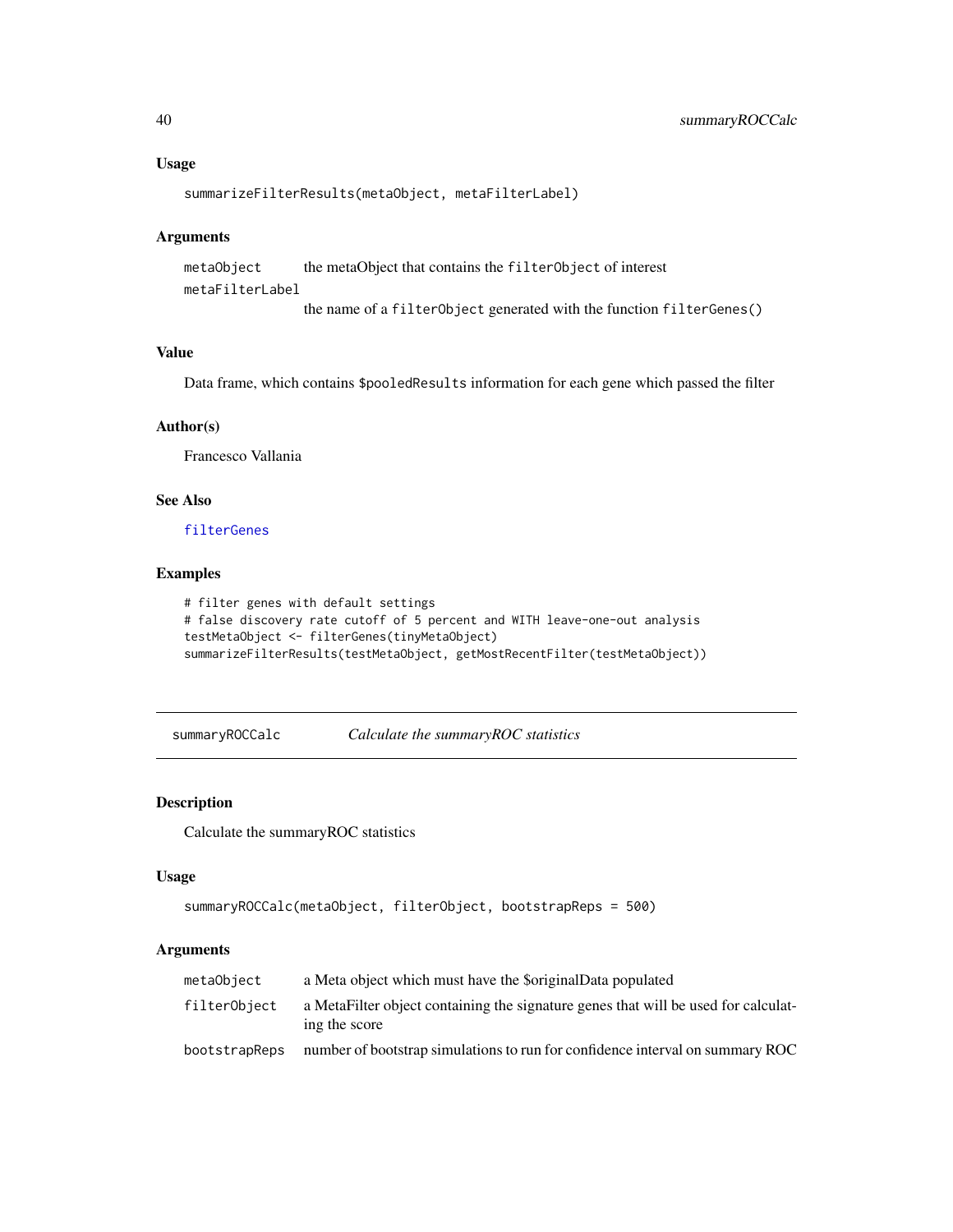### Usage

```
summarizeFilterResults(metaObject, metaFilterLabel)
```

### Arguments

| | |
|---|---|
| metaObject | the metaObject that contains the filterObject of interest |
| metaFilterLabel | the name of a filterObject generated with the function filterGenes() |

### Value

Data frame, which contains $pooledResults information for each gene which passed the filter

### Author(s)

Francesco Vallania

### See Also

filterGenes

### Examples

```
# filter genes with default settings
# false discovery rate cutoff of 5 percent and WITH leave-one-out analysis
testMetaObject <- filterGenes(tinyMetaObject)
summarizeFilterResults(testMetaObject, getMostRecentFilter(testMetaObject))
```

---

## summaryROCCalc — *Calculate the summaryROC statistics*

### Description

Calculate the summaryROC statistics

### Usage

```
summaryROCCalc(metaObject, filterObject, bootstrapReps = 500)
```

### Arguments

| | |
|---|---|
| metaObject | a Meta object which must have the $originalData populated |
| filterObject | a MetaFilter object containing the signature genes that will be used for calculating the score |
| bootstrapReps | number of bootstrap simulations to run for confidence interval on summary ROC |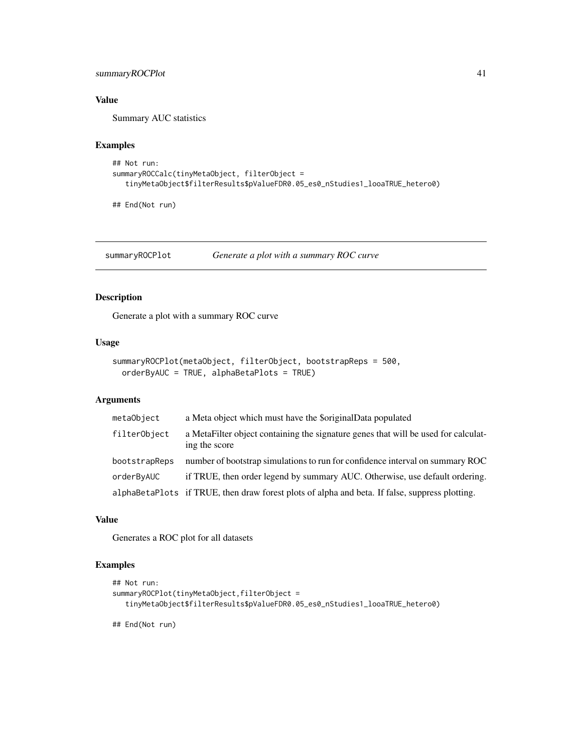### Value

Summary AUC statistics

### Examples

```
## Not run:
summaryROCCalc(tinyMetaObject, filterObject =
   tinyMetaObject$filterResults$pValueFDR0.05_es0_nStudies1_looaTRUE_hetero0)

## End(Not run)
```

---

## summaryROCPlot *Generate a plot with a summary ROC curve*

### Description

Generate a plot with a summary ROC curve

### Usage

```
summaryROCPlot(metaObject, filterObject, bootstrapReps = 500,
  orderByAUC = TRUE, alphaBetaPlots = TRUE)
```

### Arguments

| | |
|---|---|
| metaObject | a Meta object which must have the $originalData populated |
| filterObject | a MetaFilter object containing the signature genes that will be used for calculating the score |
| bootstrapReps | number of bootstrap simulations to run for confidence interval on summary ROC |
| orderByAUC | if TRUE, then order legend by summary AUC. Otherwise, use default ordering. |
| alphaBetaPlots | if TRUE, then draw forest plots of alpha and beta. If false, suppress plotting. |

### Value

Generates a ROC plot for all datasets

### Examples

```
## Not run:
summaryROCPlot(tinyMetaObject,filterObject =
   tinyMetaObject$filterResults$pValueFDR0.05_es0_nStudies1_looaTRUE_hetero0)

## End(Not run)
```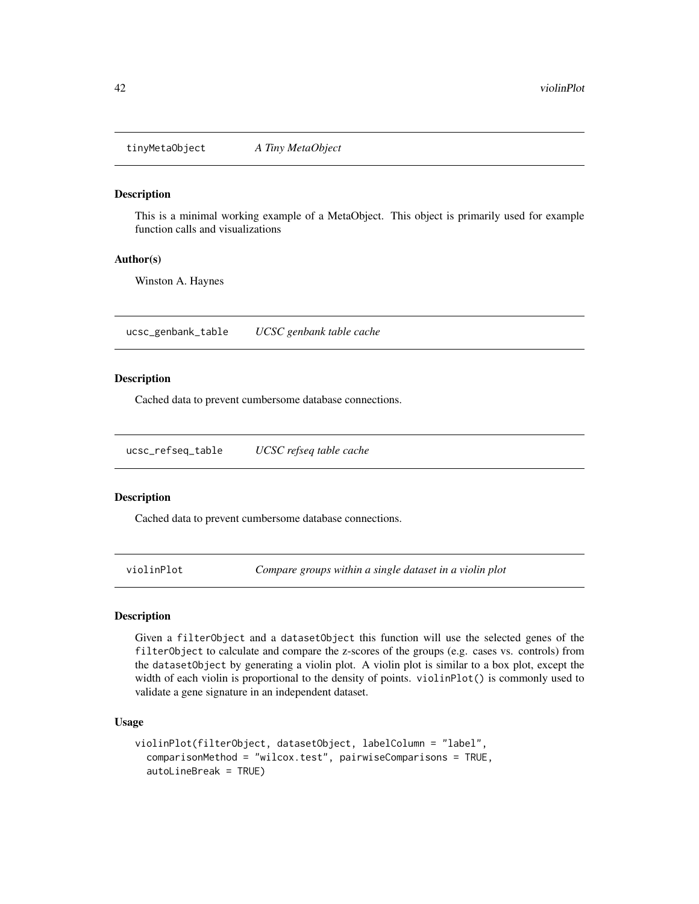## tinyMetaObject *A Tiny MetaObject*

### Description

This is a minimal working example of a MetaObject. This object is primarily used for example function calls and visualizations

### Author(s)

Winston A. Haynes

## ucsc_genbank_table *UCSC genbank table cache*

### Description

Cached data to prevent cumbersome database connections.

## ucsc_refseq_table *UCSC refseq table cache*

### Description

Cached data to prevent cumbersome database connections.

## violinPlot *Compare groups within a single dataset in a violin plot*

### Description

Given a `filterObject` and a `datasetObject` this function will use the selected genes of the `filterObject` to calculate and compare the z-scores of the groups (e.g. cases vs. controls) from the `datasetObject` by generating a violin plot. A violin plot is similar to a box plot, except the width of each violin is proportional to the density of points. `violinPlot()` is commonly used to validate a gene signature in an independent dataset.

### Usage

```
violinPlot(filterObject, datasetObject, labelColumn = "label",
  comparisonMethod = "wilcox.test", pairwiseComparisons = TRUE,
  autoLineBreak = TRUE)
```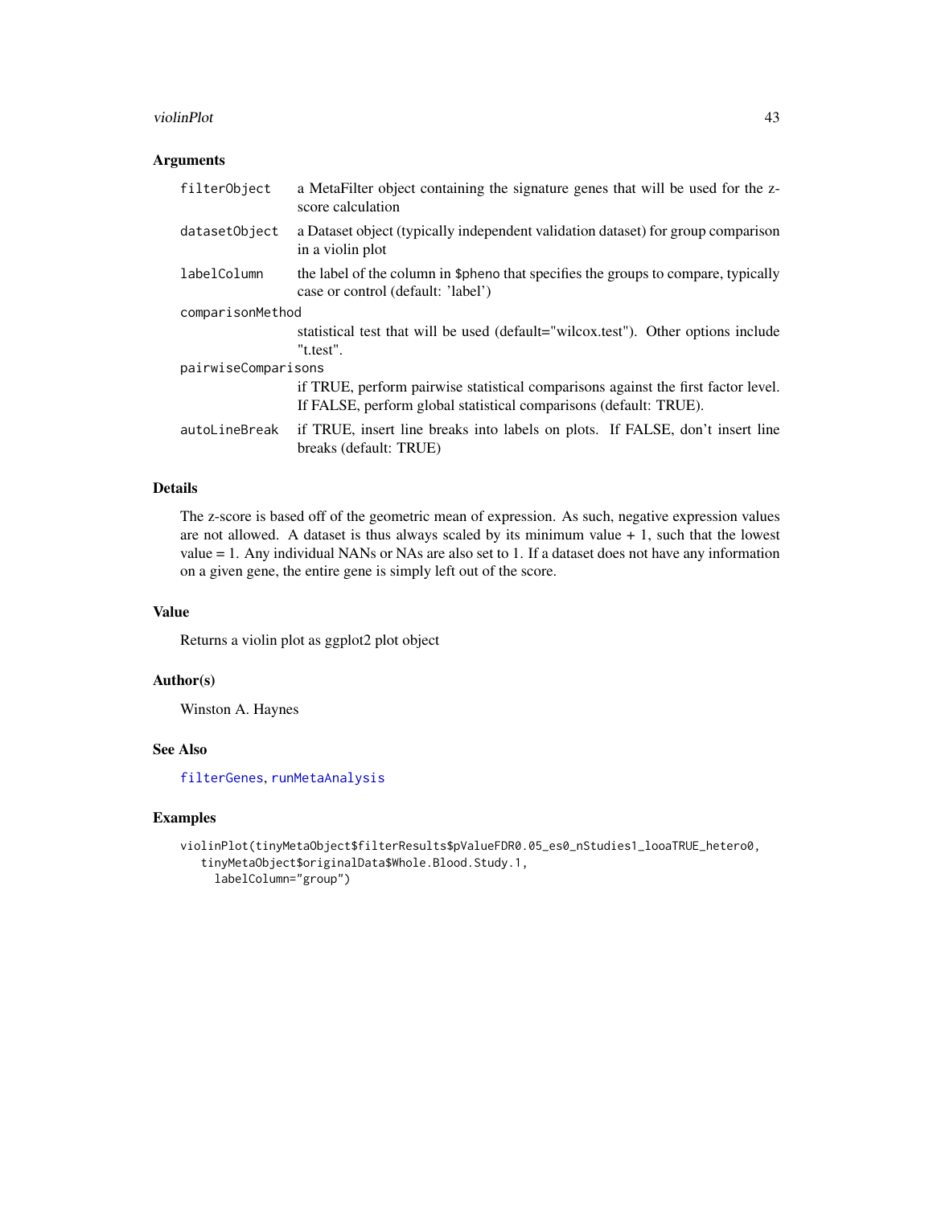## Arguments

| | |
|---|---|
| `filterObject` | a MetaFilter object containing the signature genes that will be used for the z-score calculation |
| `datasetObject` | a Dataset object (typically independent validation dataset) for group comparison in a violin plot |
| `labelColumn` | the label of the column in `$pheno` that specifies the groups to compare, typically case or control (default: 'label') |
| `comparisonMethod` | statistical test that will be used (default="wilcox.test"). Other options include "t.test". |
| `pairwiseComparisons` | if TRUE, perform pairwise statistical comparisons against the first factor level. If FALSE, perform global statistical comparisons (default: TRUE). |
| `autoLineBreak` | if TRUE, insert line breaks into labels on plots. If FALSE, don't insert line breaks (default: TRUE) |

## Details

The z-score is based off of the geometric mean of expression. As such, negative expression values are not allowed. A dataset is thus always scaled by its minimum value + 1, such that the lowest value = 1. Any individual NANs or NAs are also set to 1. If a dataset does not have any information on a given gene, the entire gene is simply left out of the score.

## Value

Returns a violin plot as ggplot2 plot object

## Author(s)

Winston A. Haynes

## See Also

`filterGenes`, `runMetaAnalysis`

## Examples

```
violinPlot(tinyMetaObject$filterResults$pValueFDR0.05_es0_nStudies1_looaTRUE_hetero0,
   tinyMetaObject$originalData$Whole.Blood.Study.1,
     labelColumn="group")
```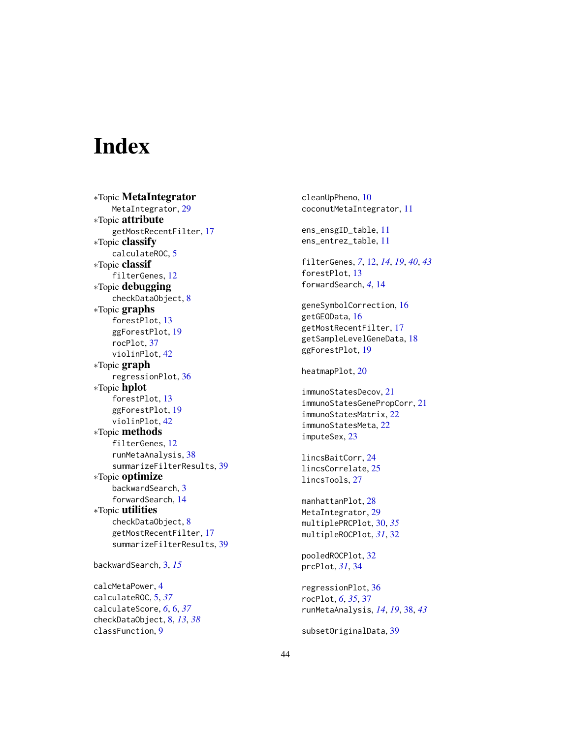# Index

∗Topic **MetaIntegrator**
  MetaIntegrator, 29
∗Topic **attribute**
  getMostRecentFilter, 17
∗Topic **classify**
  calculateROC, 5
∗Topic **classif**
  filterGenes, 12
∗Topic **debugging**
  checkDataObject, 8
∗Topic **graphs**
  forestPlot, 13
  ggForestPlot, 19
  rocPlot, 37
  violinPlot, 42
∗Topic **graph**
  regressionPlot, 36
∗Topic **hplot**
  forestPlot, 13
  ggForestPlot, 19
  violinPlot, 42
∗Topic **methods**
  filterGenes, 12
  runMetaAnalysis, 38
  summarizeFilterResults, 39
∗Topic **optimize**
  backwardSearch, 3
  forwardSearch, 14
∗Topic **utilities**
  checkDataObject, 8
  getMostRecentFilter, 17
  summarizeFilterResults, 39

backwardSearch, 3, *15*

calcMetaPower, 4
calculateROC, 5, *37*
calculateScore, *6*, 6, *37*
checkDataObject, 8, *13*, *38*
classFunction, 9
cleanUpPheno, 10
coconutMetaIntegrator, 11

ens_ensgID_table, 11
ens_entrez_table, 11

filterGenes, *7*, 12, *14*, *19*, *40*, *43*
forestPlot, 13
forwardSearch, *4*, 14

geneSymbolCorrection, 16
getGEOData, 16
getMostRecentFilter, 17
getSampleLevelGeneData, 18
ggForestPlot, 19

heatmapPlot, 20

immunoStatesDecov, 21
immunoStatesGenePropCorr, 21
immunoStatesMatrix, 22
immunoStatesMeta, 22
imputeSex, 23

lincsBaitCorr, 24
lincsCorrelate, 25
lincsTools, 27

manhattanPlot, 28
MetaIntegrator, 29
multiplePRCPlot, 30, *35*
multipleROCPlot, *31*, 32

pooledROCPlot, 32
prcPlot, *31*, 34

regressionPlot, 36
rocPlot, *6*, *35*, 37
runMetaAnalysis, *14*, *19*, 38, *43*

subsetOriginalData, 39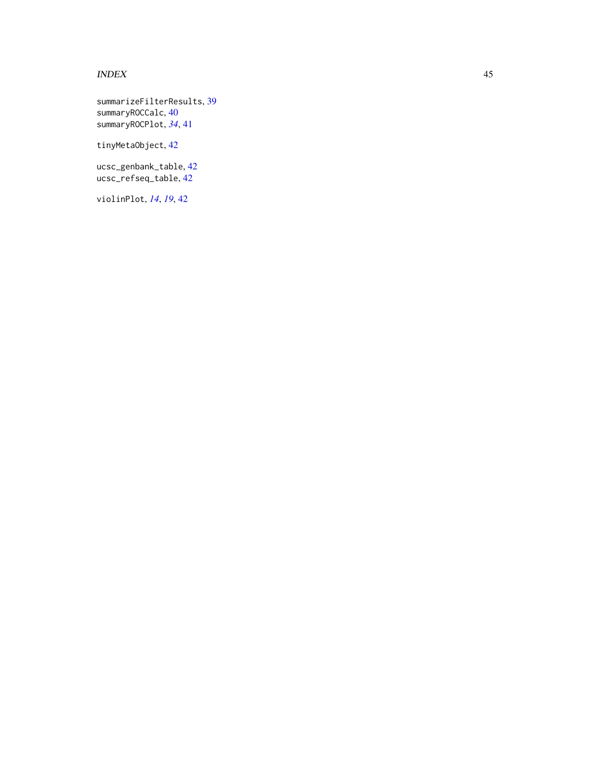summarizeFilterResults, 39
summaryROCCalc, 40
summaryROCPlot, *34*, 41

tinyMetaObject, 42

ucsc_genbank_table, 42
ucsc_refseq_table, 42

violinPlot, *14*, *19*, 42